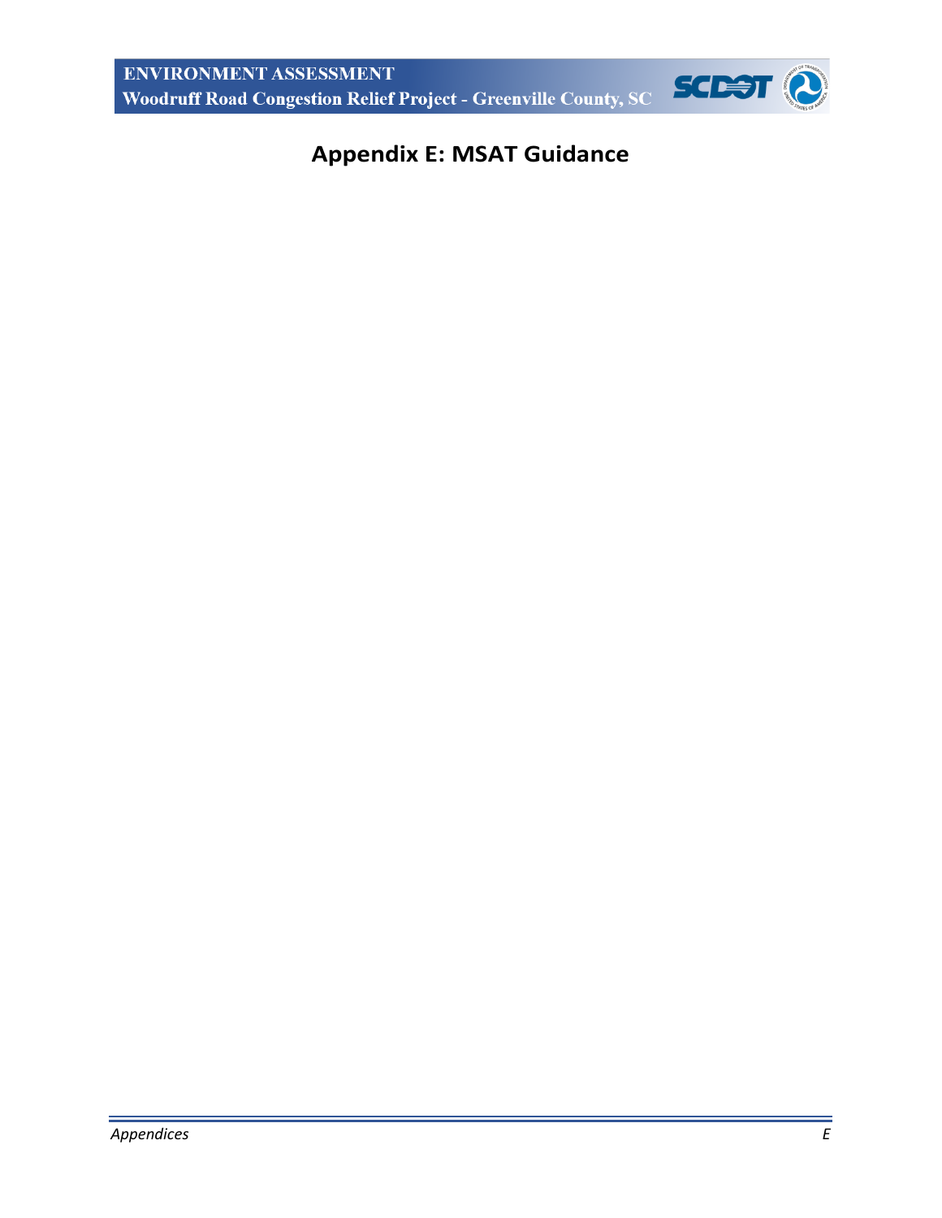# Appendix E: MSAT Guidance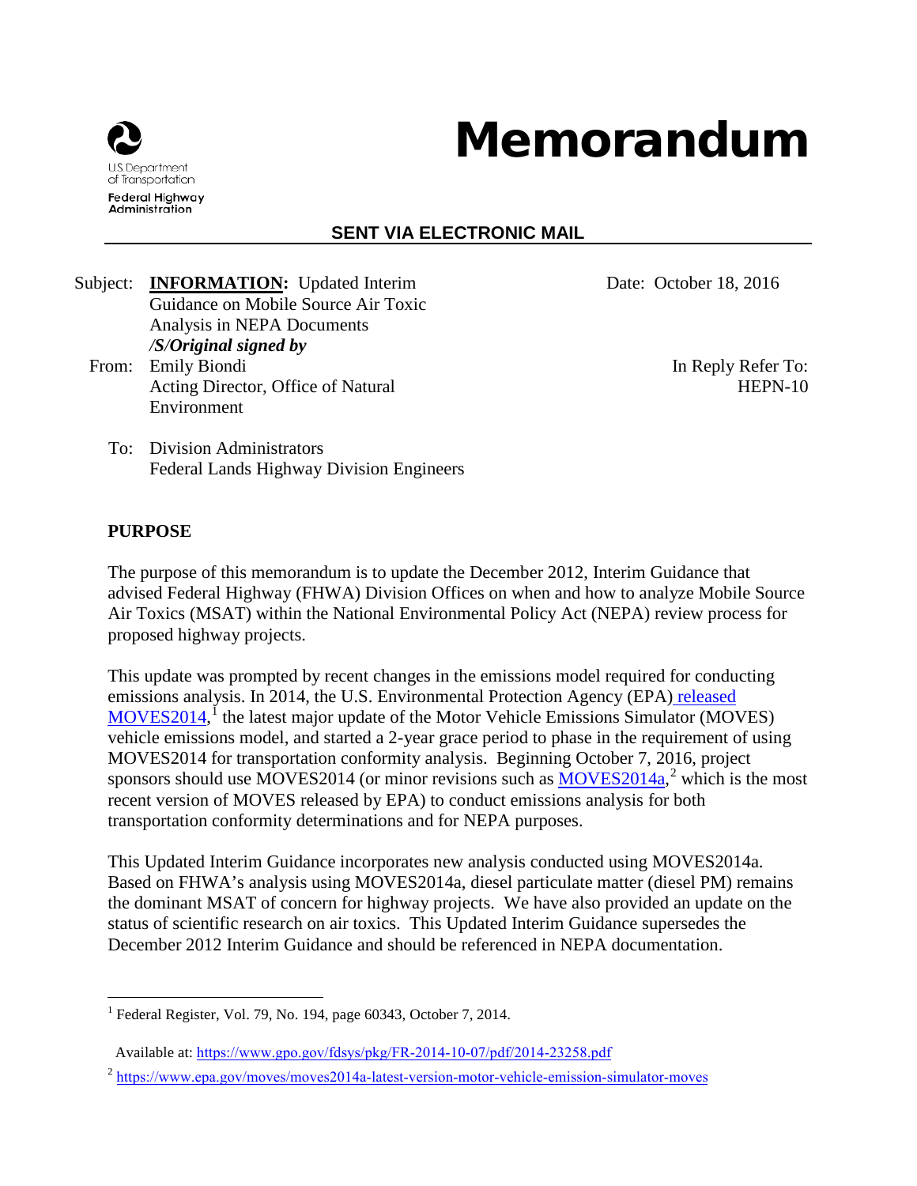# Memorandum

U.S. Department of Transportation
Federal Highway Administration

**SENT VIA ELECTRONIC MAIL**

Subject: **INFORMATION:** Updated Interim Guidance on Mobile Source Air Toxic Analysis in NEPA Documents

Date: October 18, 2016

***/S/Original signed by***

From: Emily Biondi
Acting Director, Office of Natural Environment

In Reply Refer To:
HEPN-10

To: Division Administrators
Federal Lands Highway Division Engineers

## PURPOSE

The purpose of this memorandum is to update the December 2012, Interim Guidance that advised Federal Highway (FHWA) Division Offices on when and how to analyze Mobile Source Air Toxics (MSAT) within the National Environmental Policy Act (NEPA) review process for proposed highway projects.

This update was prompted by recent changes in the emissions model required for conducting emissions analysis. In 2014, the U.S. Environmental Protection Agency (EPA) released MOVES2014,[1] the latest major update of the Motor Vehicle Emissions Simulator (MOVES) vehicle emissions model, and started a 2-year grace period to phase in the requirement of using MOVES2014 for transportation conformity analysis. Beginning October 7, 2016, project sponsors should use MOVES2014 (or minor revisions such as MOVES2014a,[2] which is the most recent version of MOVES released by EPA) to conduct emissions analysis for both transportation conformity determinations and for NEPA purposes.

This Updated Interim Guidance incorporates new analysis conducted using MOVES2014a. Based on FHWA's analysis using MOVES2014a, diesel particulate matter (diesel PM) remains the dominant MSAT of concern for highway projects. We have also provided an update on the status of scientific research on air toxics. This Updated Interim Guidance supersedes the December 2012 Interim Guidance and should be referenced in NEPA documentation.

---

[1] Federal Register, Vol. 79, No. 194, page 60343, October 7, 2014.

Available at: https://www.gpo.gov/fdsys/pkg/FR-2014-10-07/pdf/2014-23258.pdf

[2] https://www.epa.gov/moves/moves2014a-latest-version-motor-vehicle-emission-simulator-moves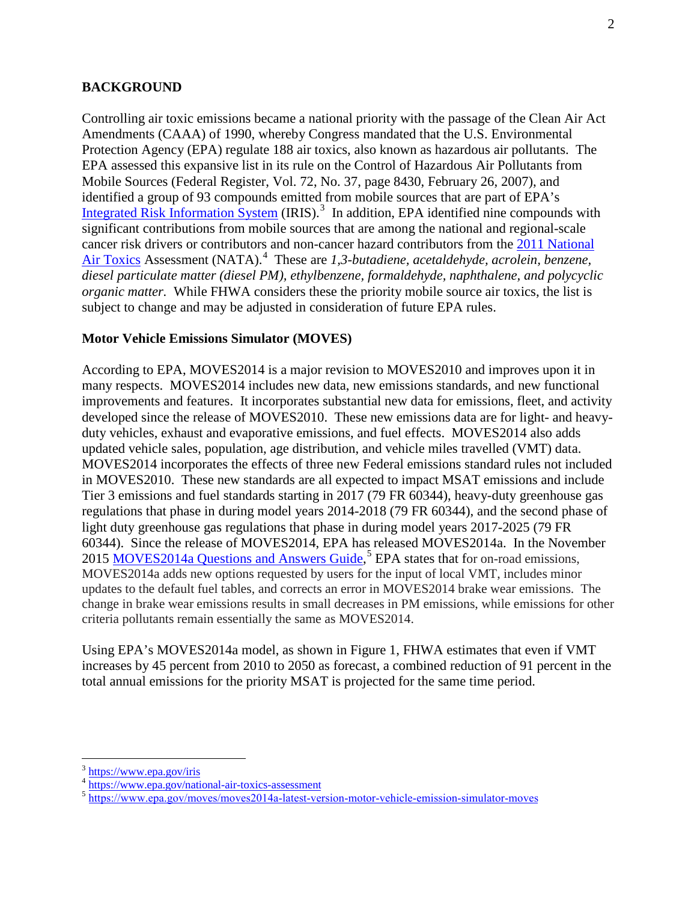## BACKGROUND

Controlling air toxic emissions became a national priority with the passage of the Clean Air Act Amendments (CAAA) of 1990, whereby Congress mandated that the U.S. Environmental Protection Agency (EPA) regulate 188 air toxics, also known as hazardous air pollutants. The EPA assessed this expansive list in its rule on the Control of Hazardous Air Pollutants from Mobile Sources (Federal Register, Vol. 72, No. 37, page 8430, February 26, 2007), and identified a group of 93 compounds emitted from mobile sources that are part of EPA's Integrated Risk Information System (IRIS).[3] In addition, EPA identified nine compounds with significant contributions from mobile sources that are among the national and regional-scale cancer risk drivers or contributors and non-cancer hazard contributors from the 2011 National Air Toxics Assessment (NATA).[4] These are *1,3-butadiene, acetaldehyde, acrolein, benzene, diesel particulate matter (diesel PM), ethylbenzene, formaldehyde, naphthalene, and polycyclic organic matter.* While FHWA considers these the priority mobile source air toxics, the list is subject to change and may be adjusted in consideration of future EPA rules.

### Motor Vehicle Emissions Simulator (MOVES)

According to EPA, MOVES2014 is a major revision to MOVES2010 and improves upon it in many respects. MOVES2014 includes new data, new emissions standards, and new functional improvements and features. It incorporates substantial new data for emissions, fleet, and activity developed since the release of MOVES2010. These new emissions data are for light- and heavy-duty vehicles, exhaust and evaporative emissions, and fuel effects. MOVES2014 also adds updated vehicle sales, population, age distribution, and vehicle miles travelled (VMT) data. MOVES2014 incorporates the effects of three new Federal emissions standard rules not included in MOVES2010. These new standards are all expected to impact MSAT emissions and include Tier 3 emissions and fuel standards starting in 2017 (79 FR 60344), heavy-duty greenhouse gas regulations that phase in during model years 2014-2018 (79 FR 60344), and the second phase of light duty greenhouse gas regulations that phase in during model years 2017-2025 (79 FR 60344). Since the release of MOVES2014, EPA has released MOVES2014a. In the November 2015 MOVES2014a Questions and Answers Guide,[5] EPA states that for on-road emissions, MOVES2014a adds new options requested by users for the input of local VMT, includes minor updates to the default fuel tables, and corrects an error in MOVES2014 brake wear emissions. The change in brake wear emissions results in small decreases in PM emissions, while emissions for other criteria pollutants remain essentially the same as MOVES2014.

Using EPA's MOVES2014a model, as shown in Figure 1, FHWA estimates that even if VMT increases by 45 percent from 2010 to 2050 as forecast, a combined reduction of 91 percent in the total annual emissions for the priority MSAT is projected for the same time period.

---

[3] https://www.epa.gov/iris

[4] https://www.epa.gov/national-air-toxics-assessment

[5] https://www.epa.gov/moves/moves2014a-latest-version-motor-vehicle-emission-simulator-moves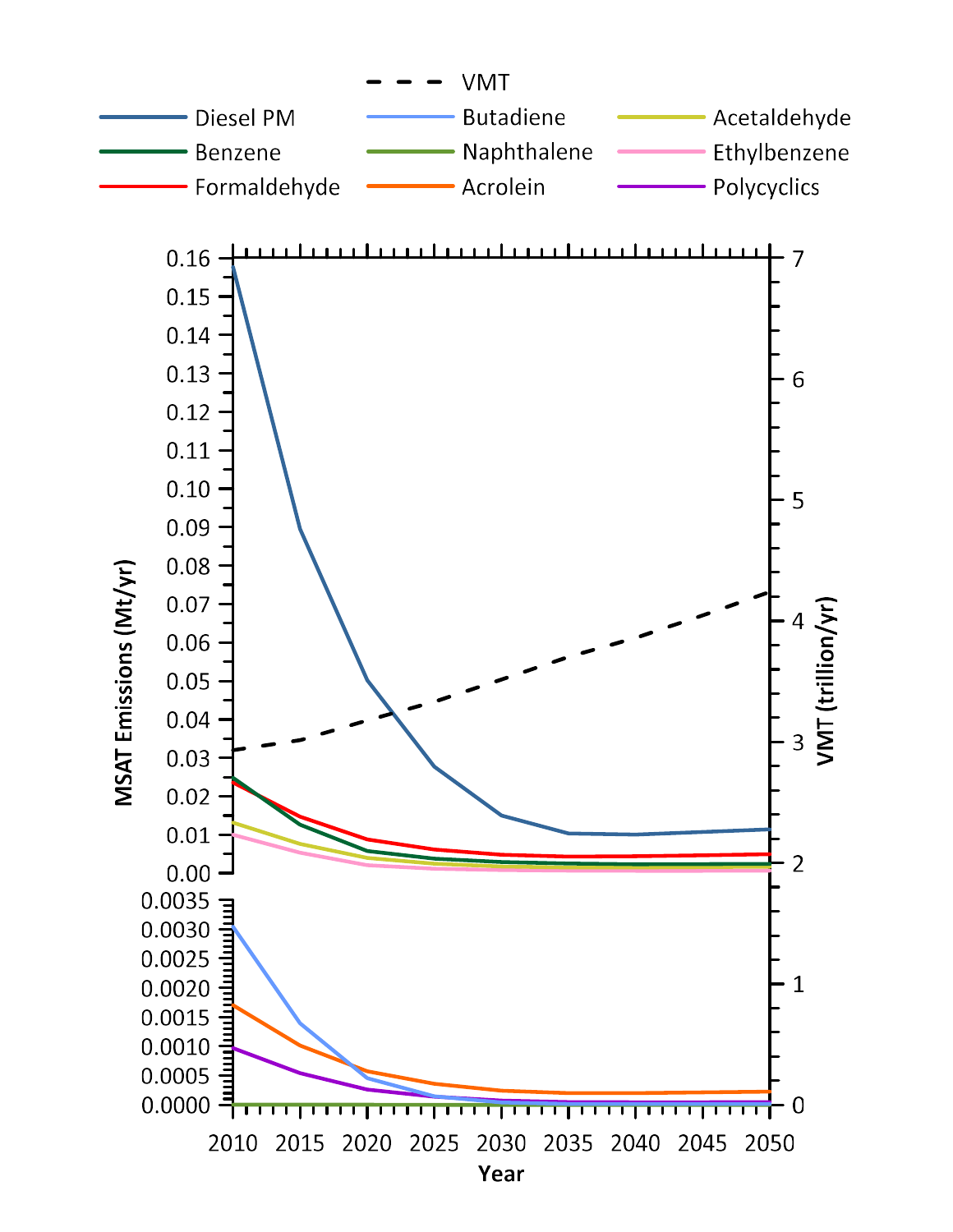VMT

Diesel PM, Butadiene, Acetaldehyde, Benzene, Naphthalene, Ethylbenzene, Formaldehyde, Acrolein, Polycyclics

MSAT Emissions (Mt/yr)

VMT (trillion/yr)

Year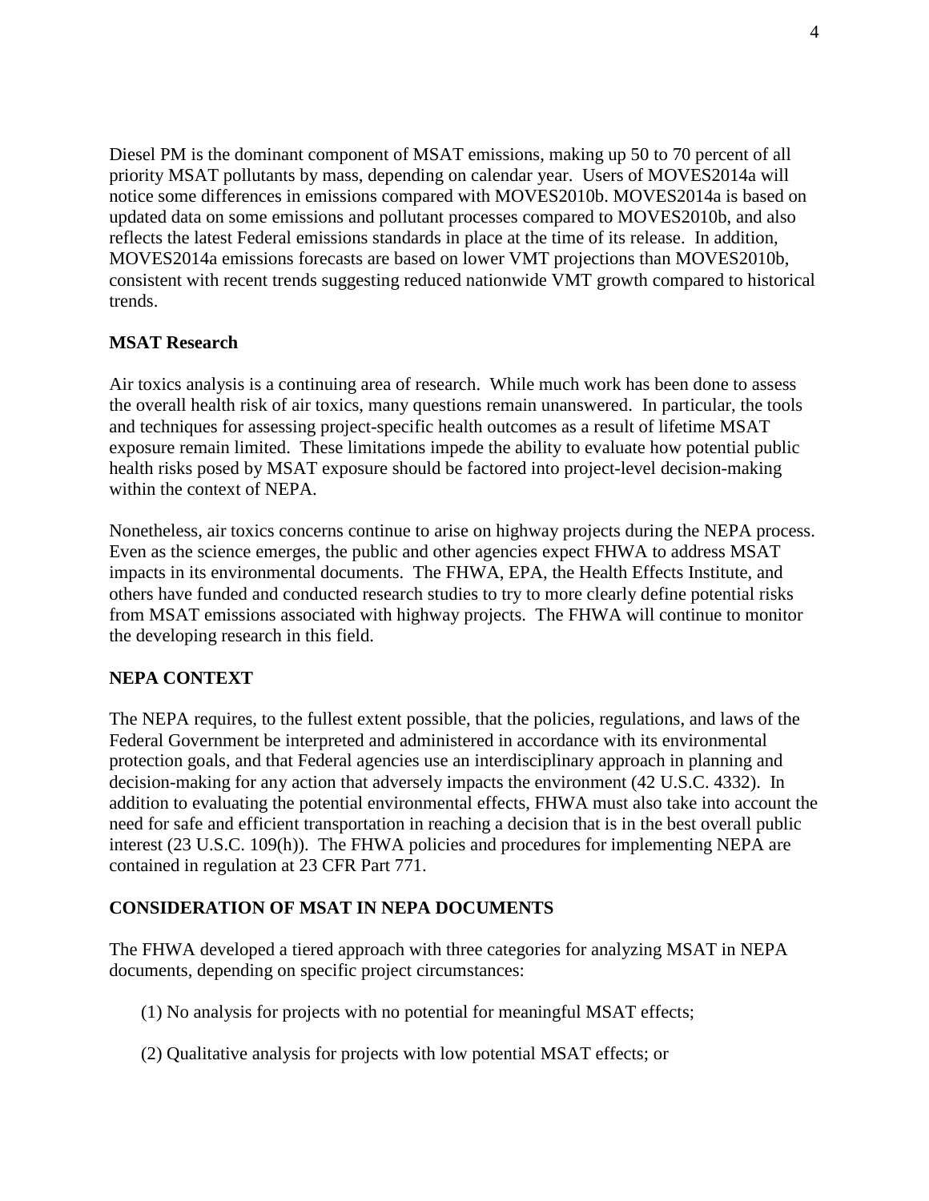Diesel PM is the dominant component of MSAT emissions, making up 50 to 70 percent of all priority MSAT pollutants by mass, depending on calendar year. Users of MOVES2014a will notice some differences in emissions compared with MOVES2010b. MOVES2014a is based on updated data on some emissions and pollutant processes compared to MOVES2010b, and also reflects the latest Federal emissions standards in place at the time of its release. In addition, MOVES2014a emissions forecasts are based on lower VMT projections than MOVES2010b, consistent with recent trends suggesting reduced nationwide VMT growth compared to historical trends.

**MSAT Research**

Air toxics analysis is a continuing area of research. While much work has been done to assess the overall health risk of air toxics, many questions remain unanswered. In particular, the tools and techniques for assessing project-specific health outcomes as a result of lifetime MSAT exposure remain limited. These limitations impede the ability to evaluate how potential public health risks posed by MSAT exposure should be factored into project-level decision-making within the context of NEPA.

Nonetheless, air toxics concerns continue to arise on highway projects during the NEPA process. Even as the science emerges, the public and other agencies expect FHWA to address MSAT impacts in its environmental documents. The FHWA, EPA, the Health Effects Institute, and others have funded and conducted research studies to try to more clearly define potential risks from MSAT emissions associated with highway projects. The FHWA will continue to monitor the developing research in this field.

## NEPA CONTEXT

The NEPA requires, to the fullest extent possible, that the policies, regulations, and laws of the Federal Government be interpreted and administered in accordance with its environmental protection goals, and that Federal agencies use an interdisciplinary approach in planning and decision-making for any action that adversely impacts the environment (42 U.S.C. 4332). In addition to evaluating the potential environmental effects, FHWA must also take into account the need for safe and efficient transportation in reaching a decision that is in the best overall public interest (23 U.S.C. 109(h)). The FHWA policies and procedures for implementing NEPA are contained in regulation at 23 CFR Part 771.

## CONSIDERATION OF MSAT IN NEPA DOCUMENTS

The FHWA developed a tiered approach with three categories for analyzing MSAT in NEPA documents, depending on specific project circumstances:

(1) No analysis for projects with no potential for meaningful MSAT effects;

(2) Qualitative analysis for projects with low potential MSAT effects; or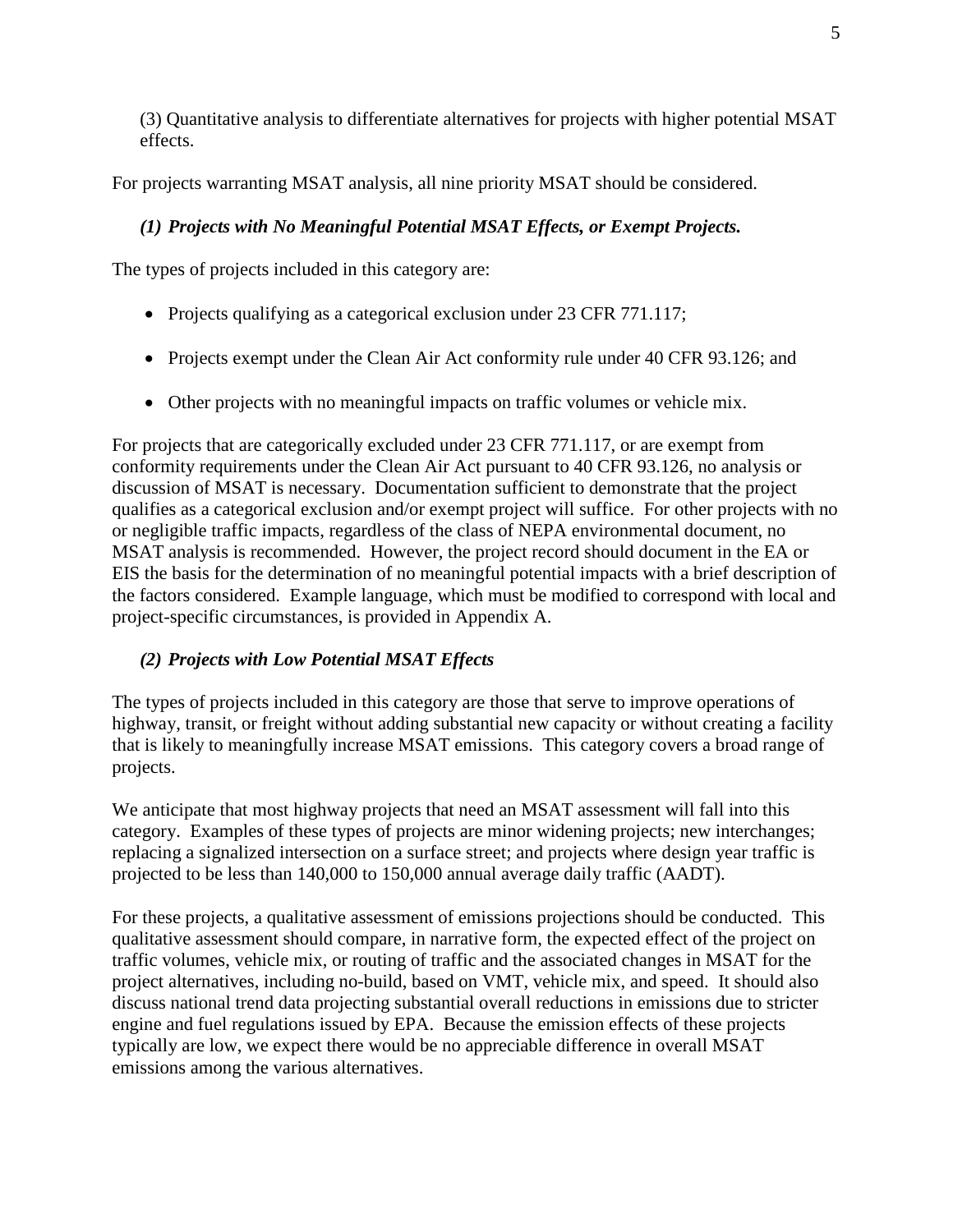(3) Quantitative analysis to differentiate alternatives for projects with higher potential MSAT effects.

For projects warranting MSAT analysis, all nine priority MSAT should be considered.

### *(1) Projects with No Meaningful Potential MSAT Effects, or Exempt Projects.*

The types of projects included in this category are:

- Projects qualifying as a categorical exclusion under 23 CFR 771.117;
- Projects exempt under the Clean Air Act conformity rule under 40 CFR 93.126; and
- Other projects with no meaningful impacts on traffic volumes or vehicle mix.

For projects that are categorically excluded under 23 CFR 771.117, or are exempt from conformity requirements under the Clean Air Act pursuant to 40 CFR 93.126, no analysis or discussion of MSAT is necessary. Documentation sufficient to demonstrate that the project qualifies as a categorical exclusion and/or exempt project will suffice. For other projects with no or negligible traffic impacts, regardless of the class of NEPA environmental document, no MSAT analysis is recommended. However, the project record should document in the EA or EIS the basis for the determination of no meaningful potential impacts with a brief description of the factors considered. Example language, which must be modified to correspond with local and project-specific circumstances, is provided in Appendix A.

### *(2) Projects with Low Potential MSAT Effects*

The types of projects included in this category are those that serve to improve operations of highway, transit, or freight without adding substantial new capacity or without creating a facility that is likely to meaningfully increase MSAT emissions. This category covers a broad range of projects.

We anticipate that most highway projects that need an MSAT assessment will fall into this category. Examples of these types of projects are minor widening projects; new interchanges; replacing a signalized intersection on a surface street; and projects where design year traffic is projected to be less than 140,000 to 150,000 annual average daily traffic (AADT).

For these projects, a qualitative assessment of emissions projections should be conducted. This qualitative assessment should compare, in narrative form, the expected effect of the project on traffic volumes, vehicle mix, or routing of traffic and the associated changes in MSAT for the project alternatives, including no-build, based on VMT, vehicle mix, and speed. It should also discuss national trend data projecting substantial overall reductions in emissions due to stricter engine and fuel regulations issued by EPA. Because the emission effects of these projects typically are low, we expect there would be no appreciable difference in overall MSAT emissions among the various alternatives.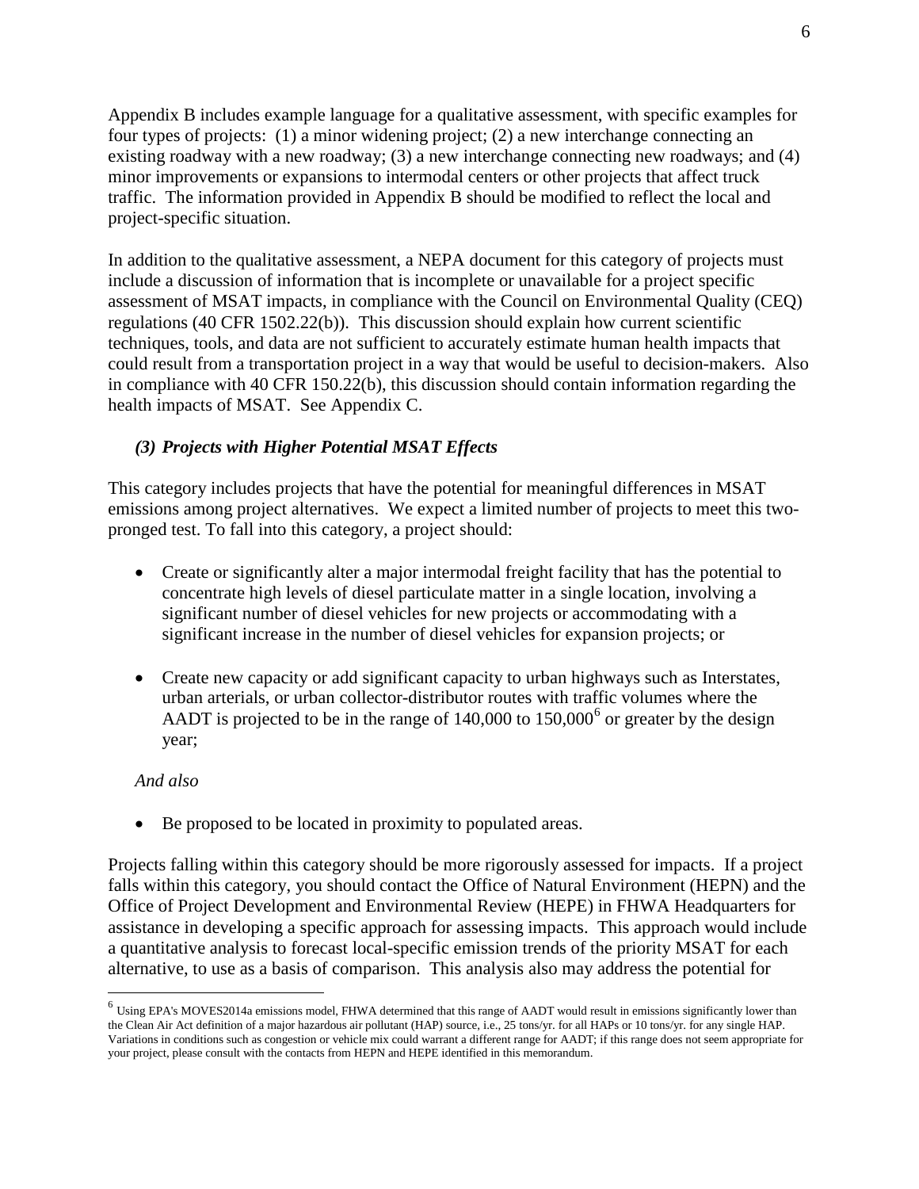Appendix B includes example language for a qualitative assessment, with specific examples for four types of projects: (1) a minor widening project; (2) a new interchange connecting an existing roadway with a new roadway; (3) a new interchange connecting new roadways; and (4) minor improvements or expansions to intermodal centers or other projects that affect truck traffic. The information provided in Appendix B should be modified to reflect the local and project-specific situation.

In addition to the qualitative assessment, a NEPA document for this category of projects must include a discussion of information that is incomplete or unavailable for a project specific assessment of MSAT impacts, in compliance with the Council on Environmental Quality (CEQ) regulations (40 CFR 1502.22(b)). This discussion should explain how current scientific techniques, tools, and data are not sufficient to accurately estimate human health impacts that could result from a transportation project in a way that would be useful to decision-makers. Also in compliance with 40 CFR 150.22(b), this discussion should contain information regarding the health impacts of MSAT. See Appendix C.

### *(3) Projects with Higher Potential MSAT Effects*

This category includes projects that have the potential for meaningful differences in MSAT emissions among project alternatives. We expect a limited number of projects to meet this two-pronged test. To fall into this category, a project should:

- Create or significantly alter a major intermodal freight facility that has the potential to concentrate high levels of diesel particulate matter in a single location, involving a significant number of diesel vehicles for new projects or accommodating with a significant increase in the number of diesel vehicles for expansion projects; or

- Create new capacity or add significant capacity to urban highways such as Interstates, urban arterials, or urban collector-distributor routes with traffic volumes where the AADT is projected to be in the range of 140,000 to 150,000[6] or greater by the design year;

*And also*

- Be proposed to be located in proximity to populated areas.

Projects falling within this category should be more rigorously assessed for impacts. If a project falls within this category, you should contact the Office of Natural Environment (HEPN) and the Office of Project Development and Environmental Review (HEPE) in FHWA Headquarters for assistance in developing a specific approach for assessing impacts. This approach would include a quantitative analysis to forecast local-specific emission trends of the priority MSAT for each alternative, to use as a basis of comparison. This analysis also may address the potential for

---

[6] Using EPA's MOVES2014a emissions model, FHWA determined that this range of AADT would result in emissions significantly lower than the Clean Air Act definition of a major hazardous air pollutant (HAP) source, i.e., 25 tons/yr. for all HAPs or 10 tons/yr. for any single HAP. Variations in conditions such as congestion or vehicle mix could warrant a different range for AADT; if this range does not seem appropriate for your project, please consult with the contacts from HEPN and HEPE identified in this memorandum.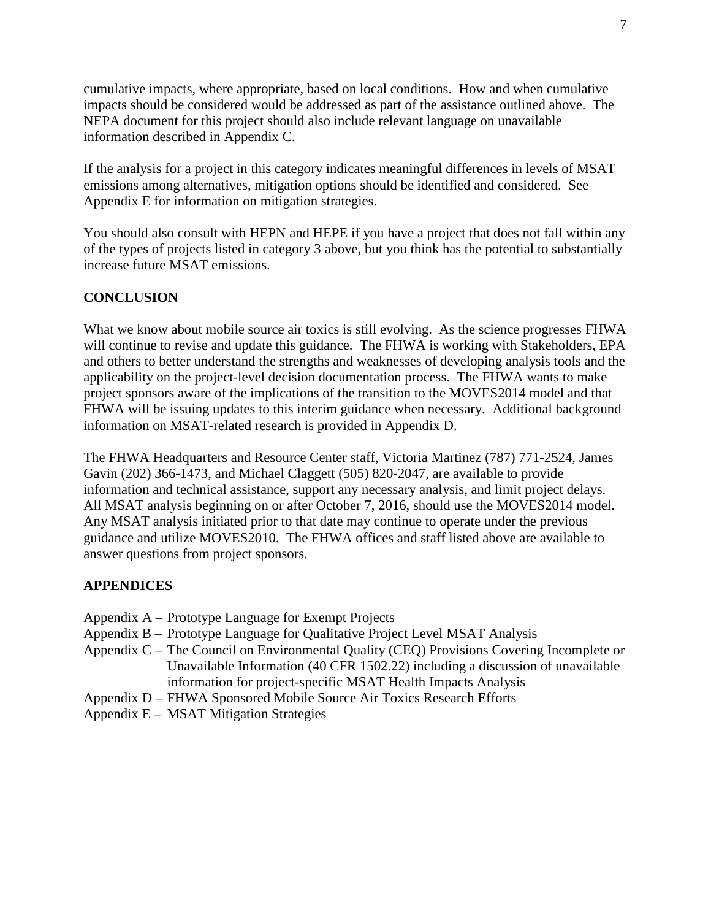cumulative impacts, where appropriate, based on local conditions. How and when cumulative impacts should be considered would be addressed as part of the assistance outlined above. The NEPA document for this project should also include relevant language on unavailable information described in Appendix C.

If the analysis for a project in this category indicates meaningful differences in levels of MSAT emissions among alternatives, mitigation options should be identified and considered. See Appendix E for information on mitigation strategies.

You should also consult with HEPN and HEPE if you have a project that does not fall within any of the types of projects listed in category 3 above, but you think has the potential to substantially increase future MSAT emissions.

## CONCLUSION

What we know about mobile source air toxics is still evolving. As the science progresses FHWA will continue to revise and update this guidance. The FHWA is working with Stakeholders, EPA and others to better understand the strengths and weaknesses of developing analysis tools and the applicability on the project-level decision documentation process. The FHWA wants to make project sponsors aware of the implications of the transition to the MOVES2014 model and that FHWA will be issuing updates to this interim guidance when necessary. Additional background information on MSAT-related research is provided in Appendix D.

The FHWA Headquarters and Resource Center staff, Victoria Martinez (787) 771-2524, James Gavin (202) 366-1473, and Michael Claggett (505) 820-2047, are available to provide information and technical assistance, support any necessary analysis, and limit project delays. All MSAT analysis beginning on or after October 7, 2016, should use the MOVES2014 model. Any MSAT analysis initiated prior to that date may continue to operate under the previous guidance and utilize MOVES2010. The FHWA offices and staff listed above are available to answer questions from project sponsors.

## APPENDICES

Appendix A – Prototype Language for Exempt Projects
Appendix B – Prototype Language for Qualitative Project Level MSAT Analysis
Appendix C – The Council on Environmental Quality (CEQ) Provisions Covering Incomplete or Unavailable Information (40 CFR 1502.22) including a discussion of unavailable information for project-specific MSAT Health Impacts Analysis
Appendix D – FHWA Sponsored Mobile Source Air Toxics Research Efforts
Appendix E – MSAT Mitigation Strategies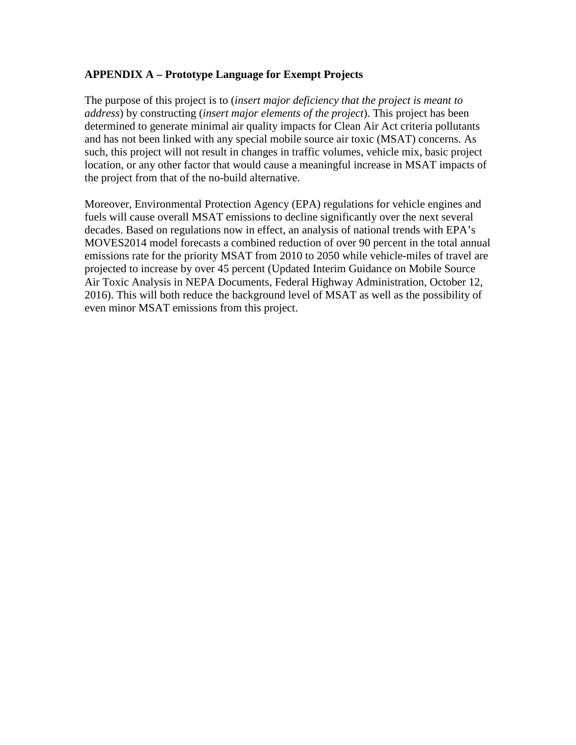**APPENDIX A – Prototype Language for Exempt Projects**

The purpose of this project is to (*insert major deficiency that the project is meant to address*) by constructing (*insert major elements of the project*). This project has been determined to generate minimal air quality impacts for Clean Air Act criteria pollutants and has not been linked with any special mobile source air toxic (MSAT) concerns. As such, this project will not result in changes in traffic volumes, vehicle mix, basic project location, or any other factor that would cause a meaningful increase in MSAT impacts of the project from that of the no-build alternative.

Moreover, Environmental Protection Agency (EPA) regulations for vehicle engines and fuels will cause overall MSAT emissions to decline significantly over the next several decades. Based on regulations now in effect, an analysis of national trends with EPA's MOVES2014 model forecasts a combined reduction of over 90 percent in the total annual emissions rate for the priority MSAT from 2010 to 2050 while vehicle-miles of travel are projected to increase by over 45 percent (Updated Interim Guidance on Mobile Source Air Toxic Analysis in NEPA Documents, Federal Highway Administration, October 12, 2016). This will both reduce the background level of MSAT as well as the possibility of even minor MSAT emissions from this project.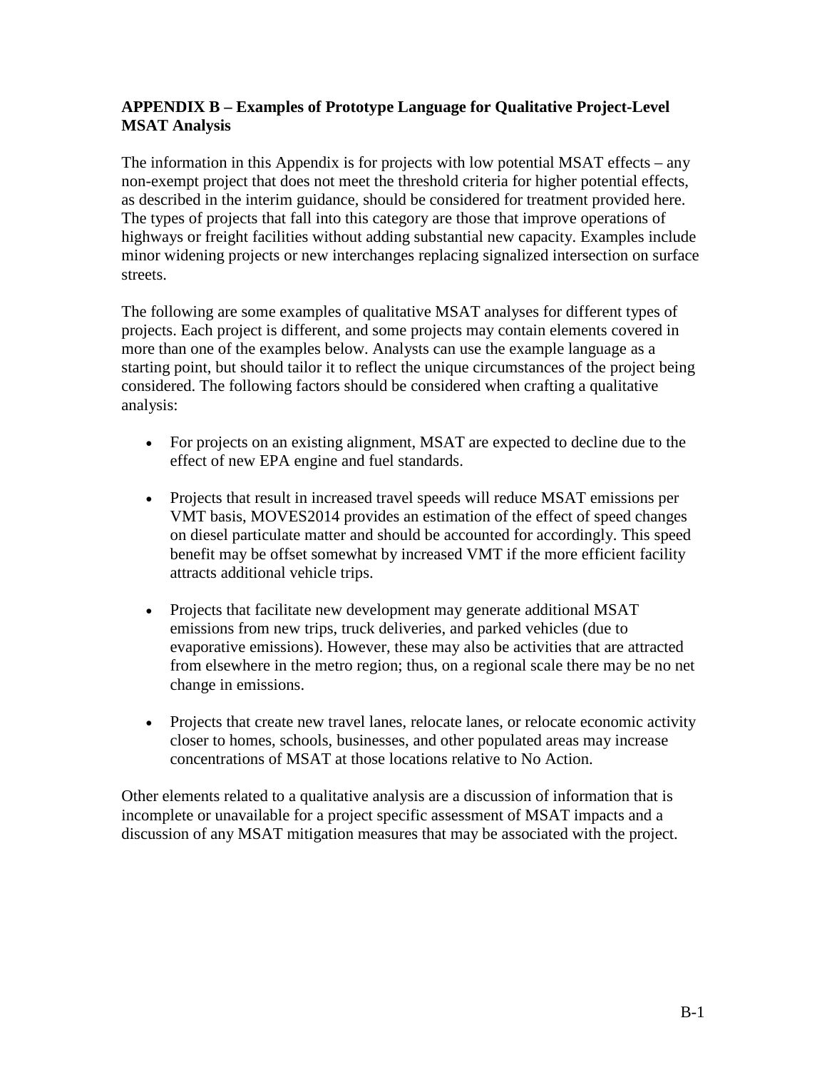## APPENDIX B – Examples of Prototype Language for Qualitative Project-Level MSAT Analysis

The information in this Appendix is for projects with low potential MSAT effects – any non-exempt project that does not meet the threshold criteria for higher potential effects, as described in the interim guidance, should be considered for treatment provided here. The types of projects that fall into this category are those that improve operations of highways or freight facilities without adding substantial new capacity. Examples include minor widening projects or new interchanges replacing signalized intersection on surface streets.

The following are some examples of qualitative MSAT analyses for different types of projects. Each project is different, and some projects may contain elements covered in more than one of the examples below. Analysts can use the example language as a starting point, but should tailor it to reflect the unique circumstances of the project being considered. The following factors should be considered when crafting a qualitative analysis:

- For projects on an existing alignment, MSAT are expected to decline due to the effect of new EPA engine and fuel standards.
- Projects that result in increased travel speeds will reduce MSAT emissions per VMT basis, MOVES2014 provides an estimation of the effect of speed changes on diesel particulate matter and should be accounted for accordingly. This speed benefit may be offset somewhat by increased VMT if the more efficient facility attracts additional vehicle trips.
- Projects that facilitate new development may generate additional MSAT emissions from new trips, truck deliveries, and parked vehicles (due to evaporative emissions). However, these may also be activities that are attracted from elsewhere in the metro region; thus, on a regional scale there may be no net change in emissions.
- Projects that create new travel lanes, relocate lanes, or relocate economic activity closer to homes, schools, businesses, and other populated areas may increase concentrations of MSAT at those locations relative to No Action.

Other elements related to a qualitative analysis are a discussion of information that is incomplete or unavailable for a project specific assessment of MSAT impacts and a discussion of any MSAT mitigation measures that may be associated with the project.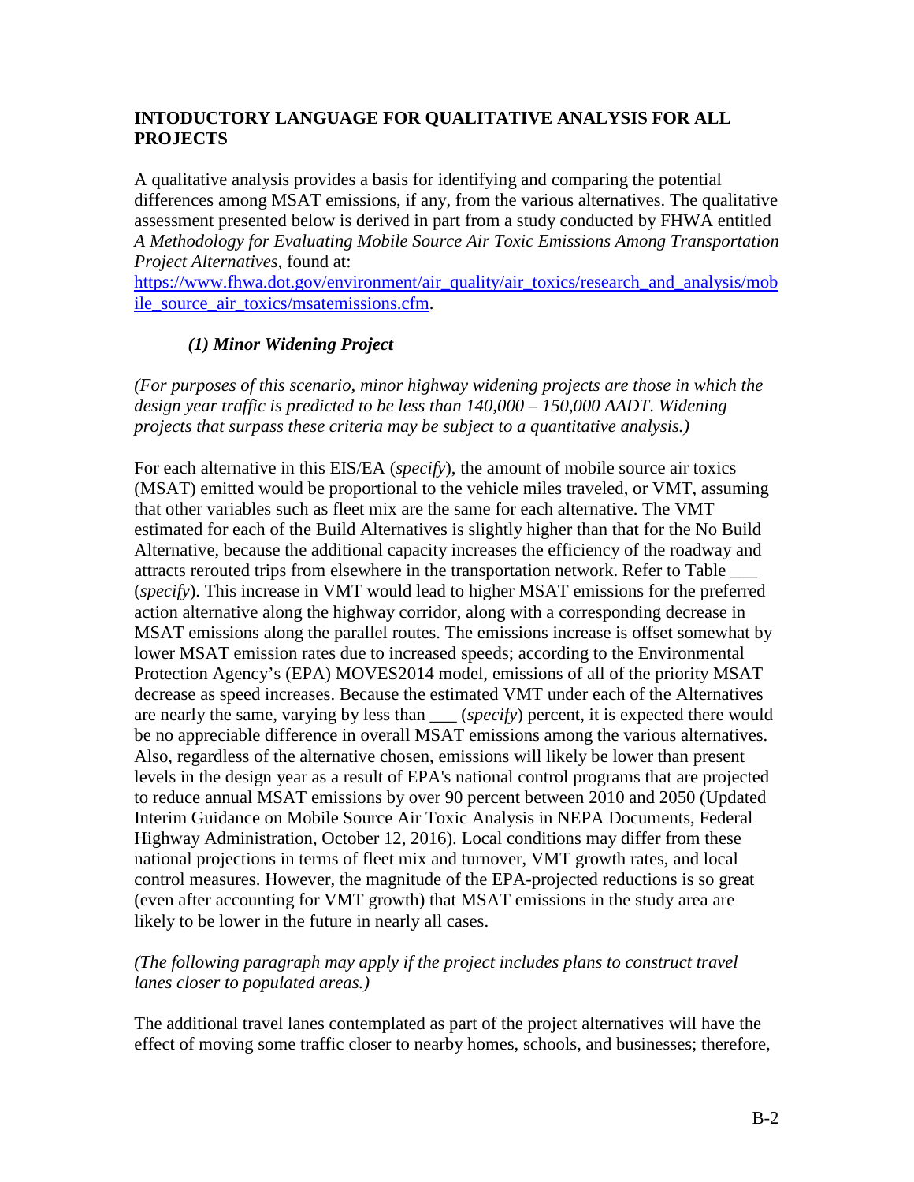**INTODUCTORY LANGUAGE FOR QUALITATIVE ANALYSIS FOR ALL PROJECTS**

A qualitative analysis provides a basis for identifying and comparing the potential differences among MSAT emissions, if any, from the various alternatives. The qualitative assessment presented below is derived in part from a study conducted by FHWA entitled *A Methodology for Evaluating Mobile Source Air Toxic Emissions Among Transportation Project Alternatives*, found at: [https://www.fhwa.dot.gov/environment/air_quality/air_toxics/research_and_analysis/mobile_source_air_toxics/msatemissions.cfm](https://www.fhwa.dot.gov/environment/air_quality/air_toxics/research_and_analysis/mobile_source_air_toxics/msatemissions.cfm).

***(1) Minor Widening Project***

*(For purposes of this scenario, minor highway widening projects are those in which the design year traffic is predicted to be less than 140,000 – 150,000 AADT. Widening projects that surpass these criteria may be subject to a quantitative analysis.)*

For each alternative in this EIS/EA (*specify*), the amount of mobile source air toxics (MSAT) emitted would be proportional to the vehicle miles traveled, or VMT, assuming that other variables such as fleet mix are the same for each alternative. The VMT estimated for each of the Build Alternatives is slightly higher than that for the No Build Alternative, because the additional capacity increases the efficiency of the roadway and attracts rerouted trips from elsewhere in the transportation network. Refer to Table ___ (*specify*). This increase in VMT would lead to higher MSAT emissions for the preferred action alternative along the highway corridor, along with a corresponding decrease in MSAT emissions along the parallel routes. The emissions increase is offset somewhat by lower MSAT emission rates due to increased speeds; according to the Environmental Protection Agency's (EPA) MOVES2014 model, emissions of all of the priority MSAT decrease as speed increases. Because the estimated VMT under each of the Alternatives are nearly the same, varying by less than ___ (*specify*) percent, it is expected there would be no appreciable difference in overall MSAT emissions among the various alternatives. Also, regardless of the alternative chosen, emissions will likely be lower than present levels in the design year as a result of EPA's national control programs that are projected to reduce annual MSAT emissions by over 90 percent between 2010 and 2050 (Updated Interim Guidance on Mobile Source Air Toxic Analysis in NEPA Documents, Federal Highway Administration, October 12, 2016). Local conditions may differ from these national projections in terms of fleet mix and turnover, VMT growth rates, and local control measures. However, the magnitude of the EPA-projected reductions is so great (even after accounting for VMT growth) that MSAT emissions in the study area are likely to be lower in the future in nearly all cases.

*(The following paragraph may apply if the project includes plans to construct travel lanes closer to populated areas.)*

The additional travel lanes contemplated as part of the project alternatives will have the effect of moving some traffic closer to nearby homes, schools, and businesses; therefore,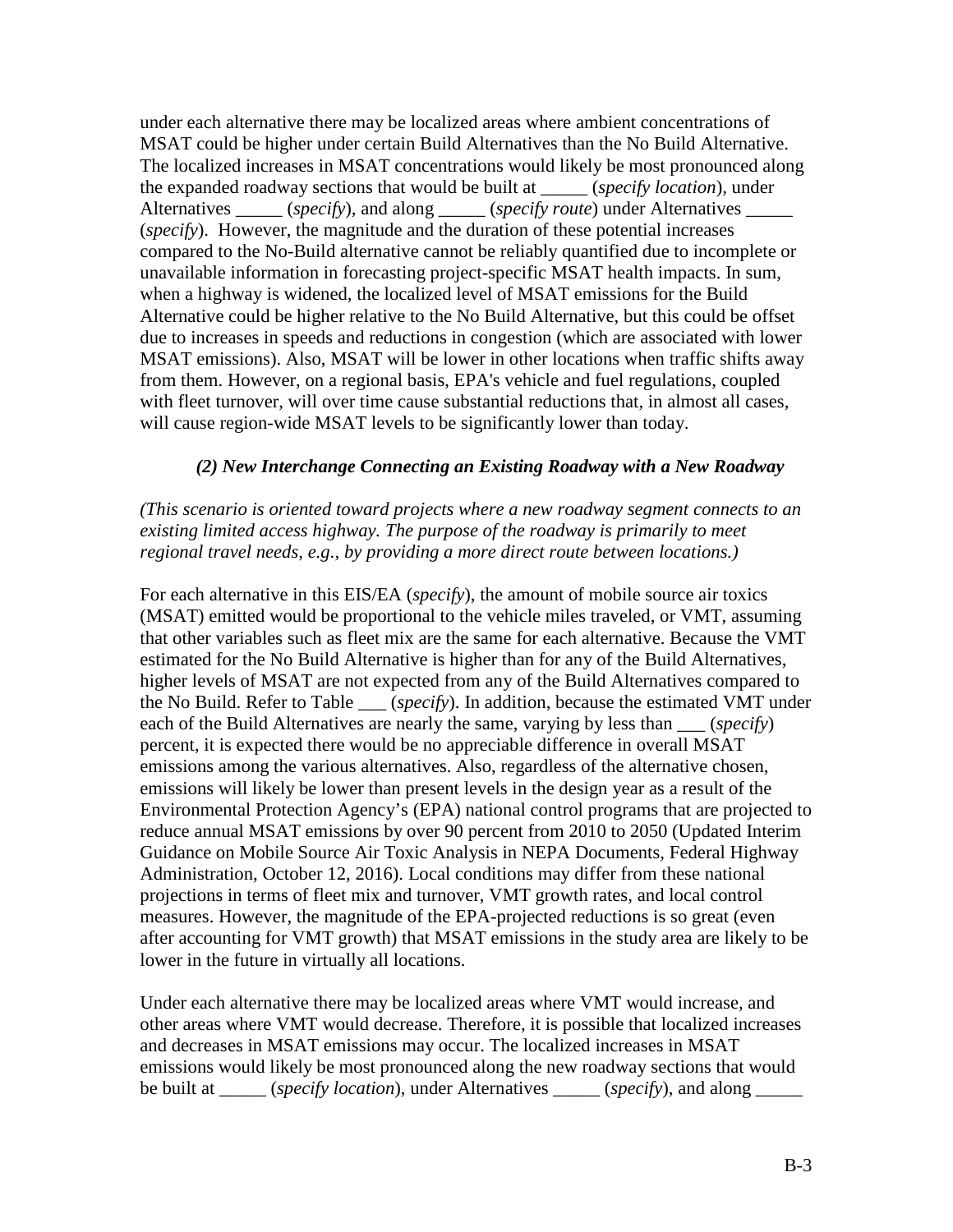under each alternative there may be localized areas where ambient concentrations of MSAT could be higher under certain Build Alternatives than the No Build Alternative. The localized increases in MSAT concentrations would likely be most pronounced along the expanded roadway sections that would be built at _____ (*specify location*), under Alternatives _____ (*specify*), and along _____ (*specify route*) under Alternatives _____ (*specify*). However, the magnitude and the duration of these potential increases compared to the No-Build alternative cannot be reliably quantified due to incomplete or unavailable information in forecasting project-specific MSAT health impacts. In sum, when a highway is widened, the localized level of MSAT emissions for the Build Alternative could be higher relative to the No Build Alternative, but this could be offset due to increases in speeds and reductions in congestion (which are associated with lower MSAT emissions). Also, MSAT will be lower in other locations when traffic shifts away from them. However, on a regional basis, EPA's vehicle and fuel regulations, coupled with fleet turnover, will over time cause substantial reductions that, in almost all cases, will cause region-wide MSAT levels to be significantly lower than today.

### *(2) New Interchange Connecting an Existing Roadway with a New Roadway*

*(This scenario is oriented toward projects where a new roadway segment connects to an existing limited access highway. The purpose of the roadway is primarily to meet regional travel needs, e.g., by providing a more direct route between locations.)*

For each alternative in this EIS/EA (*specify*), the amount of mobile source air toxics (MSAT) emitted would be proportional to the vehicle miles traveled, or VMT, assuming that other variables such as fleet mix are the same for each alternative. Because the VMT estimated for the No Build Alternative is higher than for any of the Build Alternatives, higher levels of MSAT are not expected from any of the Build Alternatives compared to the No Build. Refer to Table ___ (*specify*). In addition, because the estimated VMT under each of the Build Alternatives are nearly the same, varying by less than ___ (*specify*) percent, it is expected there would be no appreciable difference in overall MSAT emissions among the various alternatives. Also, regardless of the alternative chosen, emissions will likely be lower than present levels in the design year as a result of the Environmental Protection Agency's (EPA) national control programs that are projected to reduce annual MSAT emissions by over 90 percent from 2010 to 2050 (Updated Interim Guidance on Mobile Source Air Toxic Analysis in NEPA Documents, Federal Highway Administration, October 12, 2016). Local conditions may differ from these national projections in terms of fleet mix and turnover, VMT growth rates, and local control measures. However, the magnitude of the EPA-projected reductions is so great (even after accounting for VMT growth) that MSAT emissions in the study area are likely to be lower in the future in virtually all locations.

Under each alternative there may be localized areas where VMT would increase, and other areas where VMT would decrease. Therefore, it is possible that localized increases and decreases in MSAT emissions may occur. The localized increases in MSAT emissions would likely be most pronounced along the new roadway sections that would be built at _____ (*specify location*), under Alternatives _____ (*specify*), and along _____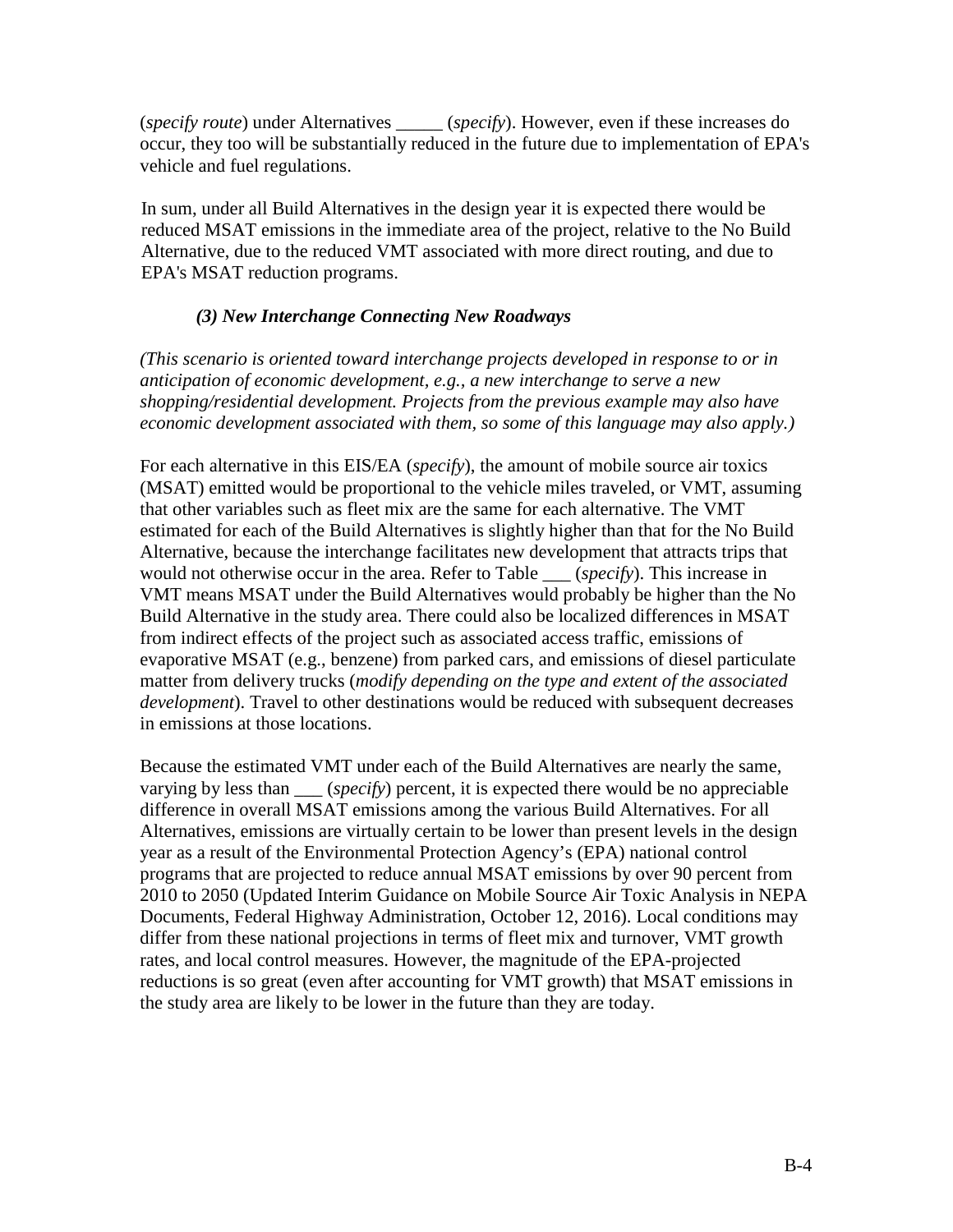(*specify route*) under Alternatives _____ (*specify*). However, even if these increases do occur, they too will be substantially reduced in the future due to implementation of EPA's vehicle and fuel regulations.

In sum, under all Build Alternatives in the design year it is expected there would be reduced MSAT emissions in the immediate area of the project, relative to the No Build Alternative, due to the reduced VMT associated with more direct routing, and due to EPA's MSAT reduction programs.

### *(3) New Interchange Connecting New Roadways*

*(This scenario is oriented toward interchange projects developed in response to or in anticipation of economic development, e.g., a new interchange to serve a new shopping/residential development. Projects from the previous example may also have economic development associated with them, so some of this language may also apply.)*

For each alternative in this EIS/EA (*specify*), the amount of mobile source air toxics (MSAT) emitted would be proportional to the vehicle miles traveled, or VMT, assuming that other variables such as fleet mix are the same for each alternative. The VMT estimated for each of the Build Alternatives is slightly higher than that for the No Build Alternative, because the interchange facilitates new development that attracts trips that would not otherwise occur in the area. Refer to Table ___ (*specify*). This increase in VMT means MSAT under the Build Alternatives would probably be higher than the No Build Alternative in the study area. There could also be localized differences in MSAT from indirect effects of the project such as associated access traffic, emissions of evaporative MSAT (e.g., benzene) from parked cars, and emissions of diesel particulate matter from delivery trucks (*modify depending on the type and extent of the associated development*). Travel to other destinations would be reduced with subsequent decreases in emissions at those locations.

Because the estimated VMT under each of the Build Alternatives are nearly the same, varying by less than ___ (*specify*) percent, it is expected there would be no appreciable difference in overall MSAT emissions among the various Build Alternatives. For all Alternatives, emissions are virtually certain to be lower than present levels in the design year as a result of the Environmental Protection Agency's (EPA) national control programs that are projected to reduce annual MSAT emissions by over 90 percent from 2010 to 2050 (Updated Interim Guidance on Mobile Source Air Toxic Analysis in NEPA Documents, Federal Highway Administration, October 12, 2016). Local conditions may differ from these national projections in terms of fleet mix and turnover, VMT growth rates, and local control measures. However, the magnitude of the EPA-projected reductions is so great (even after accounting for VMT growth) that MSAT emissions in the study area are likely to be lower in the future than they are today.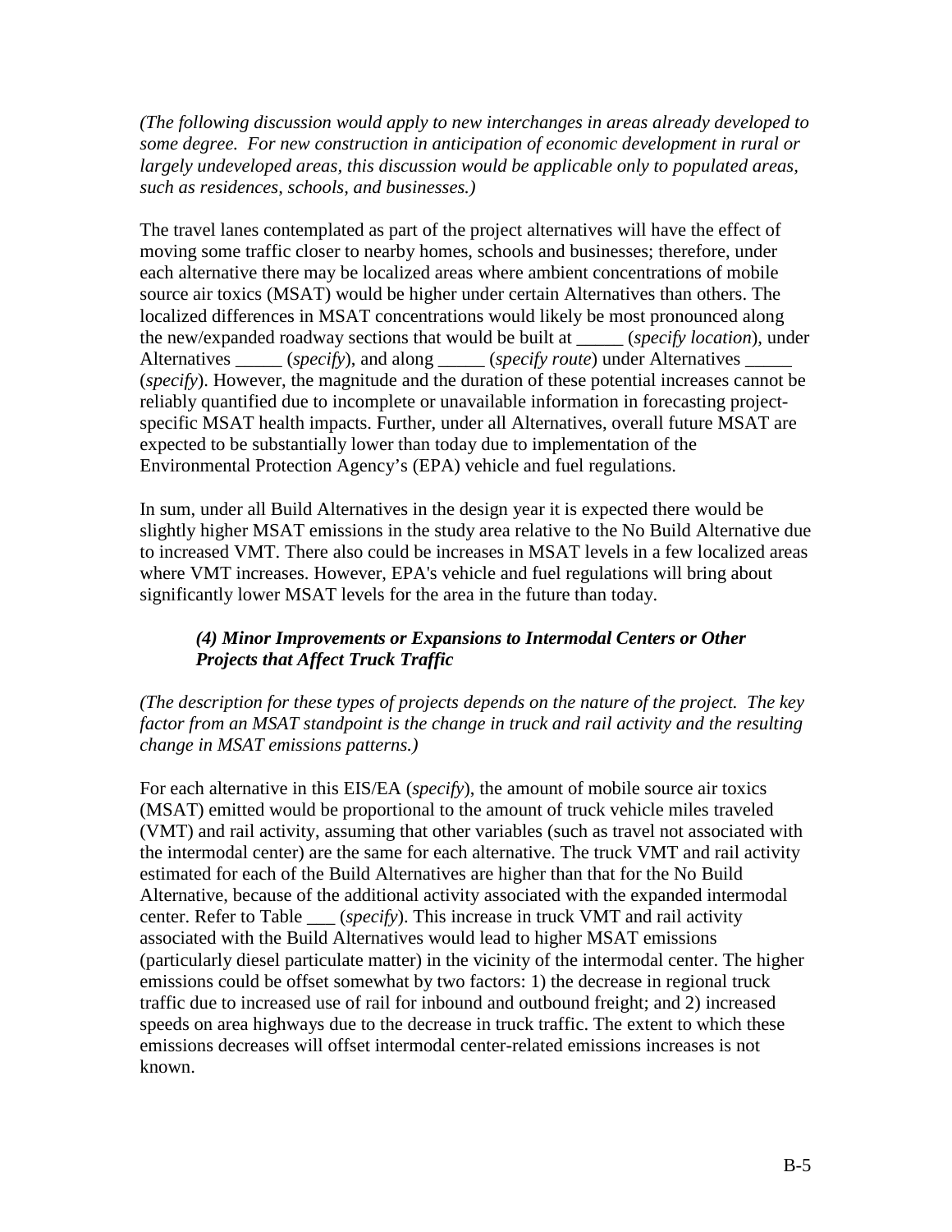*(The following discussion would apply to new interchanges in areas already developed to some degree. For new construction in anticipation of economic development in rural or largely undeveloped areas, this discussion would be applicable only to populated areas, such as residences, schools, and businesses.)*

The travel lanes contemplated as part of the project alternatives will have the effect of moving some traffic closer to nearby homes, schools and businesses; therefore, under each alternative there may be localized areas where ambient concentrations of mobile source air toxics (MSAT) would be higher under certain Alternatives than others. The localized differences in MSAT concentrations would likely be most pronounced along the new/expanded roadway sections that would be built at _____ (*specify location*), under Alternatives _____ (*specify*), and along _____ (*specify route*) under Alternatives _____ (*specify*). However, the magnitude and the duration of these potential increases cannot be reliably quantified due to incomplete or unavailable information in forecasting project-specific MSAT health impacts. Further, under all Alternatives, overall future MSAT are expected to be substantially lower than today due to implementation of the Environmental Protection Agency's (EPA) vehicle and fuel regulations.

In sum, under all Build Alternatives in the design year it is expected there would be slightly higher MSAT emissions in the study area relative to the No Build Alternative due to increased VMT. There also could be increases in MSAT levels in a few localized areas where VMT increases. However, EPA's vehicle and fuel regulations will bring about significantly lower MSAT levels for the area in the future than today.

***(4) Minor Improvements or Expansions to Intermodal Centers or Other Projects that Affect Truck Traffic***

*(The description for these types of projects depends on the nature of the project. The key factor from an MSAT standpoint is the change in truck and rail activity and the resulting change in MSAT emissions patterns.)*

For each alternative in this EIS/EA (*specify*), the amount of mobile source air toxics (MSAT) emitted would be proportional to the amount of truck vehicle miles traveled (VMT) and rail activity, assuming that other variables (such as travel not associated with the intermodal center) are the same for each alternative. The truck VMT and rail activity estimated for each of the Build Alternatives are higher than that for the No Build Alternative, because of the additional activity associated with the expanded intermodal center. Refer to Table ___ (*specify*). This increase in truck VMT and rail activity associated with the Build Alternatives would lead to higher MSAT emissions (particularly diesel particulate matter) in the vicinity of the intermodal center. The higher emissions could be offset somewhat by two factors: 1) the decrease in regional truck traffic due to increased use of rail for inbound and outbound freight; and 2) increased speeds on area highways due to the decrease in truck traffic. The extent to which these emissions decreases will offset intermodal center-related emissions increases is not known.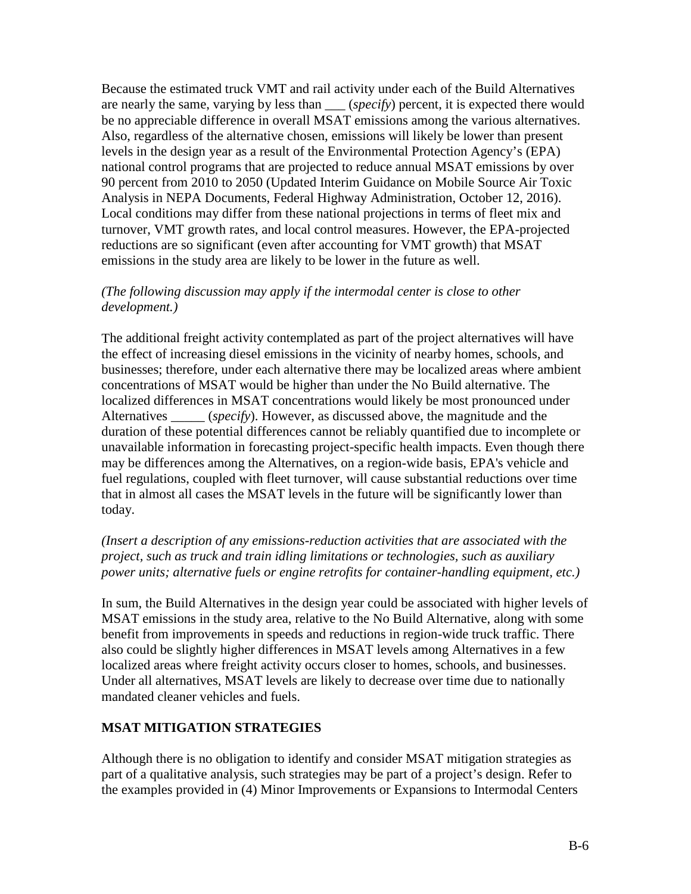Because the estimated truck VMT and rail activity under each of the Build Alternatives are nearly the same, varying by less than ___ (*specify*) percent, it is expected there would be no appreciable difference in overall MSAT emissions among the various alternatives. Also, regardless of the alternative chosen, emissions will likely be lower than present levels in the design year as a result of the Environmental Protection Agency's (EPA) national control programs that are projected to reduce annual MSAT emissions by over 90 percent from 2010 to 2050 (Updated Interim Guidance on Mobile Source Air Toxic Analysis in NEPA Documents, Federal Highway Administration, October 12, 2016). Local conditions may differ from these national projections in terms of fleet mix and turnover, VMT growth rates, and local control measures. However, the EPA-projected reductions are so significant (even after accounting for VMT growth) that MSAT emissions in the study area are likely to be lower in the future as well.

*(The following discussion may apply if the intermodal center is close to other development.)*

The additional freight activity contemplated as part of the project alternatives will have the effect of increasing diesel emissions in the vicinity of nearby homes, schools, and businesses; therefore, under each alternative there may be localized areas where ambient concentrations of MSAT would be higher than under the No Build alternative. The localized differences in MSAT concentrations would likely be most pronounced under Alternatives _____ (*specify*). However, as discussed above, the magnitude and the duration of these potential differences cannot be reliably quantified due to incomplete or unavailable information in forecasting project-specific health impacts. Even though there may be differences among the Alternatives, on a region-wide basis, EPA's vehicle and fuel regulations, coupled with fleet turnover, will cause substantial reductions over time that in almost all cases the MSAT levels in the future will be significantly lower than today.

*(Insert a description of any emissions-reduction activities that are associated with the project, such as truck and train idling limitations or technologies, such as auxiliary power units; alternative fuels or engine retrofits for container-handling equipment, etc.)*

In sum, the Build Alternatives in the design year could be associated with higher levels of MSAT emissions in the study area, relative to the No Build Alternative, along with some benefit from improvements in speeds and reductions in region-wide truck traffic. There also could be slightly higher differences in MSAT levels among Alternatives in a few localized areas where freight activity occurs closer to homes, schools, and businesses. Under all alternatives, MSAT levels are likely to decrease over time due to nationally mandated cleaner vehicles and fuels.

## MSAT MITIGATION STRATEGIES

Although there is no obligation to identify and consider MSAT mitigation strategies as part of a qualitative analysis, such strategies may be part of a project's design. Refer to the examples provided in (4) Minor Improvements or Expansions to Intermodal Centers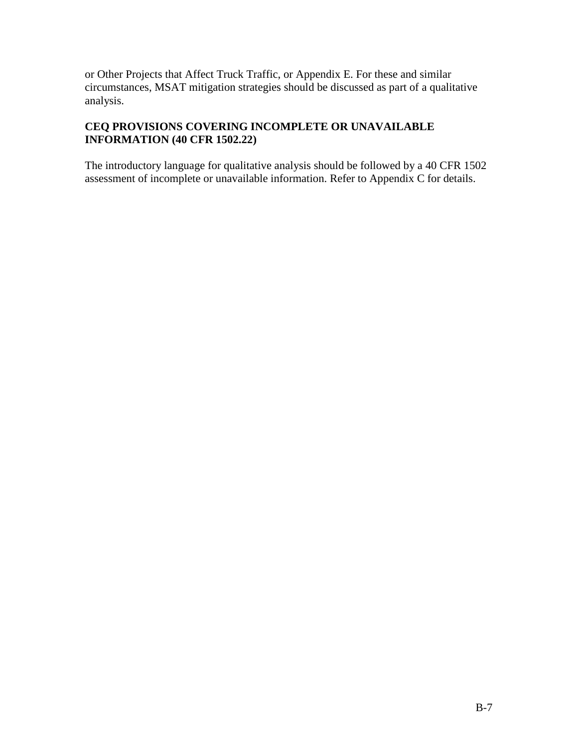or Other Projects that Affect Truck Traffic, or Appendix E. For these and similar circumstances, MSAT mitigation strategies should be discussed as part of a qualitative analysis.

## CEQ PROVISIONS COVERING INCOMPLETE OR UNAVAILABLE INFORMATION (40 CFR 1502.22)

The introductory language for qualitative analysis should be followed by a 40 CFR 1502 assessment of incomplete or unavailable information. Refer to Appendix C for details.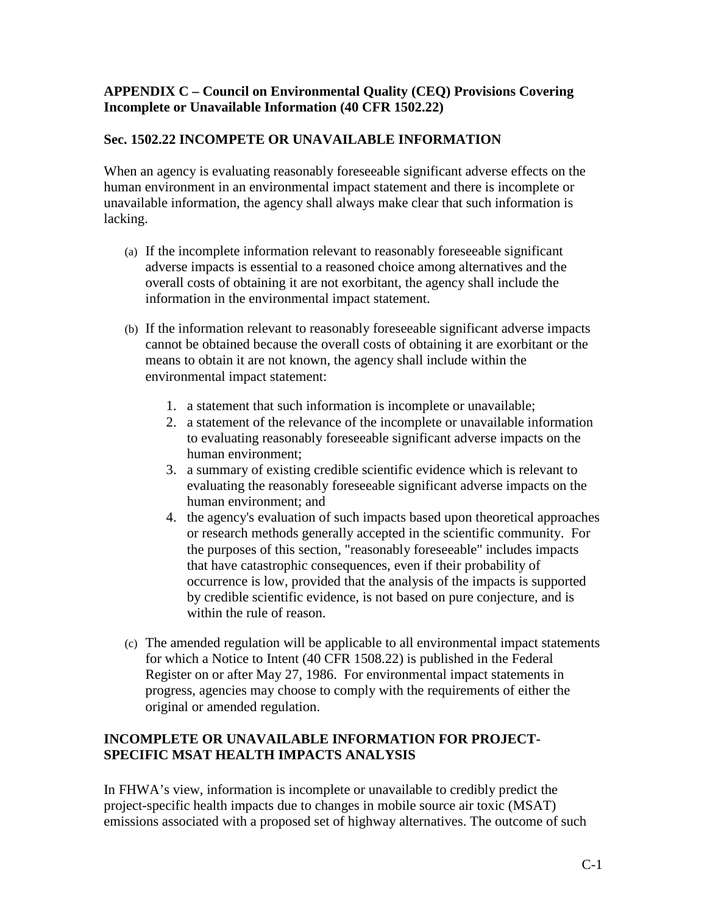## APPENDIX C – Council on Environmental Quality (CEQ) Provisions Covering Incomplete or Unavailable Information (40 CFR 1502.22)

### Sec. 1502.22 INCOMPETE OR UNAVAILABLE INFORMATION

When an agency is evaluating reasonably foreseeable significant adverse effects on the human environment in an environmental impact statement and there is incomplete or unavailable information, the agency shall always make clear that such information is lacking.

(a) If the incomplete information relevant to reasonably foreseeable significant adverse impacts is essential to a reasoned choice among alternatives and the overall costs of obtaining it are not exorbitant, the agency shall include the information in the environmental impact statement.

(b) If the information relevant to reasonably foreseeable significant adverse impacts cannot be obtained because the overall costs of obtaining it are exorbitant or the means to obtain it are not known, the agency shall include within the environmental impact statement:

1. a statement that such information is incomplete or unavailable;
2. a statement of the relevance of the incomplete or unavailable information to evaluating reasonably foreseeable significant adverse impacts on the human environment;
3. a summary of existing credible scientific evidence which is relevant to evaluating the reasonably foreseeable significant adverse impacts on the human environment; and
4. the agency's evaluation of such impacts based upon theoretical approaches or research methods generally accepted in the scientific community. For the purposes of this section, "reasonably foreseeable" includes impacts that have catastrophic consequences, even if their probability of occurrence is low, provided that the analysis of the impacts is supported by credible scientific evidence, is not based on pure conjecture, and is within the rule of reason.

(c) The amended regulation will be applicable to all environmental impact statements for which a Notice to Intent (40 CFR 1508.22) is published in the Federal Register on or after May 27, 1986. For environmental impact statements in progress, agencies may choose to comply with the requirements of either the original or amended regulation.

### INCOMPLETE OR UNAVAILABLE INFORMATION FOR PROJECT-SPECIFIC MSAT HEALTH IMPACTS ANALYSIS

In FHWA's view, information is incomplete or unavailable to credibly predict the project-specific health impacts due to changes in mobile source air toxic (MSAT) emissions associated with a proposed set of highway alternatives. The outcome of such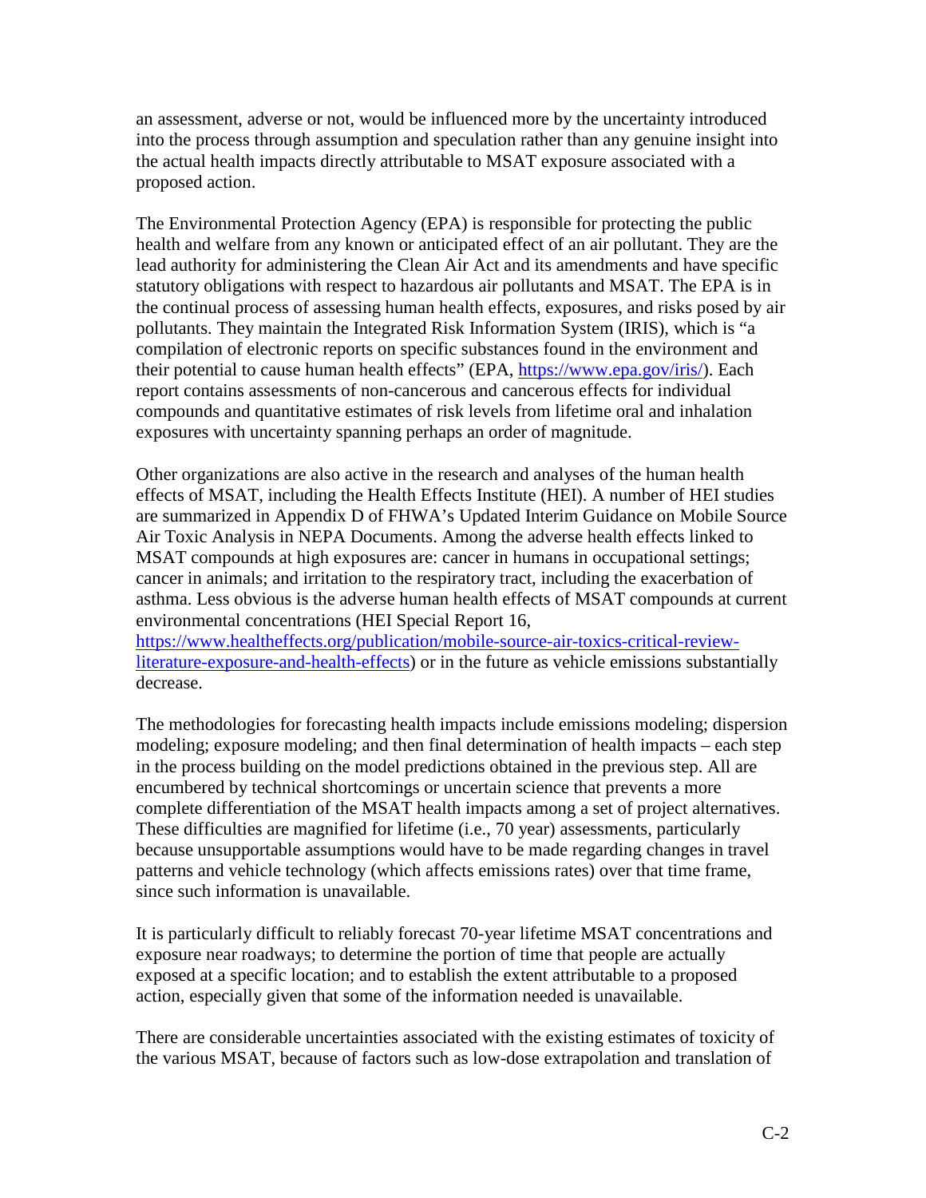an assessment, adverse or not, would be influenced more by the uncertainty introduced into the process through assumption and speculation rather than any genuine insight into the actual health impacts directly attributable to MSAT exposure associated with a proposed action.

The Environmental Protection Agency (EPA) is responsible for protecting the public health and welfare from any known or anticipated effect of an air pollutant. They are the lead authority for administering the Clean Air Act and its amendments and have specific statutory obligations with respect to hazardous air pollutants and MSAT. The EPA is in the continual process of assessing human health effects, exposures, and risks posed by air pollutants. They maintain the Integrated Risk Information System (IRIS), which is "a compilation of electronic reports on specific substances found in the environment and their potential to cause human health effects" (EPA, [https://www.epa.gov/iris/](https://www.epa.gov/iris/)). Each report contains assessments of non-cancerous and cancerous effects for individual compounds and quantitative estimates of risk levels from lifetime oral and inhalation exposures with uncertainty spanning perhaps an order of magnitude.

Other organizations are also active in the research and analyses of the human health effects of MSAT, including the Health Effects Institute (HEI). A number of HEI studies are summarized in Appendix D of FHWA's Updated Interim Guidance on Mobile Source Air Toxic Analysis in NEPA Documents. Among the adverse health effects linked to MSAT compounds at high exposures are: cancer in humans in occupational settings; cancer in animals; and irritation to the respiratory tract, including the exacerbation of asthma. Less obvious is the adverse human health effects of MSAT compounds at current environmental concentrations (HEI Special Report 16, [https://www.healtheffects.org/publication/mobile-source-air-toxics-critical-review-literature-exposure-and-health-effects](https://www.healtheffects.org/publication/mobile-source-air-toxics-critical-review-literature-exposure-and-health-effects)) or in the future as vehicle emissions substantially decrease.

The methodologies for forecasting health impacts include emissions modeling; dispersion modeling; exposure modeling; and then final determination of health impacts – each step in the process building on the model predictions obtained in the previous step. All are encumbered by technical shortcomings or uncertain science that prevents a more complete differentiation of the MSAT health impacts among a set of project alternatives. These difficulties are magnified for lifetime (i.e., 70 year) assessments, particularly because unsupportable assumptions would have to be made regarding changes in travel patterns and vehicle technology (which affects emissions rates) over that time frame, since such information is unavailable.

It is particularly difficult to reliably forecast 70-year lifetime MSAT concentrations and exposure near roadways; to determine the portion of time that people are actually exposed at a specific location; and to establish the extent attributable to a proposed action, especially given that some of the information needed is unavailable.

There are considerable uncertainties associated with the existing estimates of toxicity of the various MSAT, because of factors such as low-dose extrapolation and translation of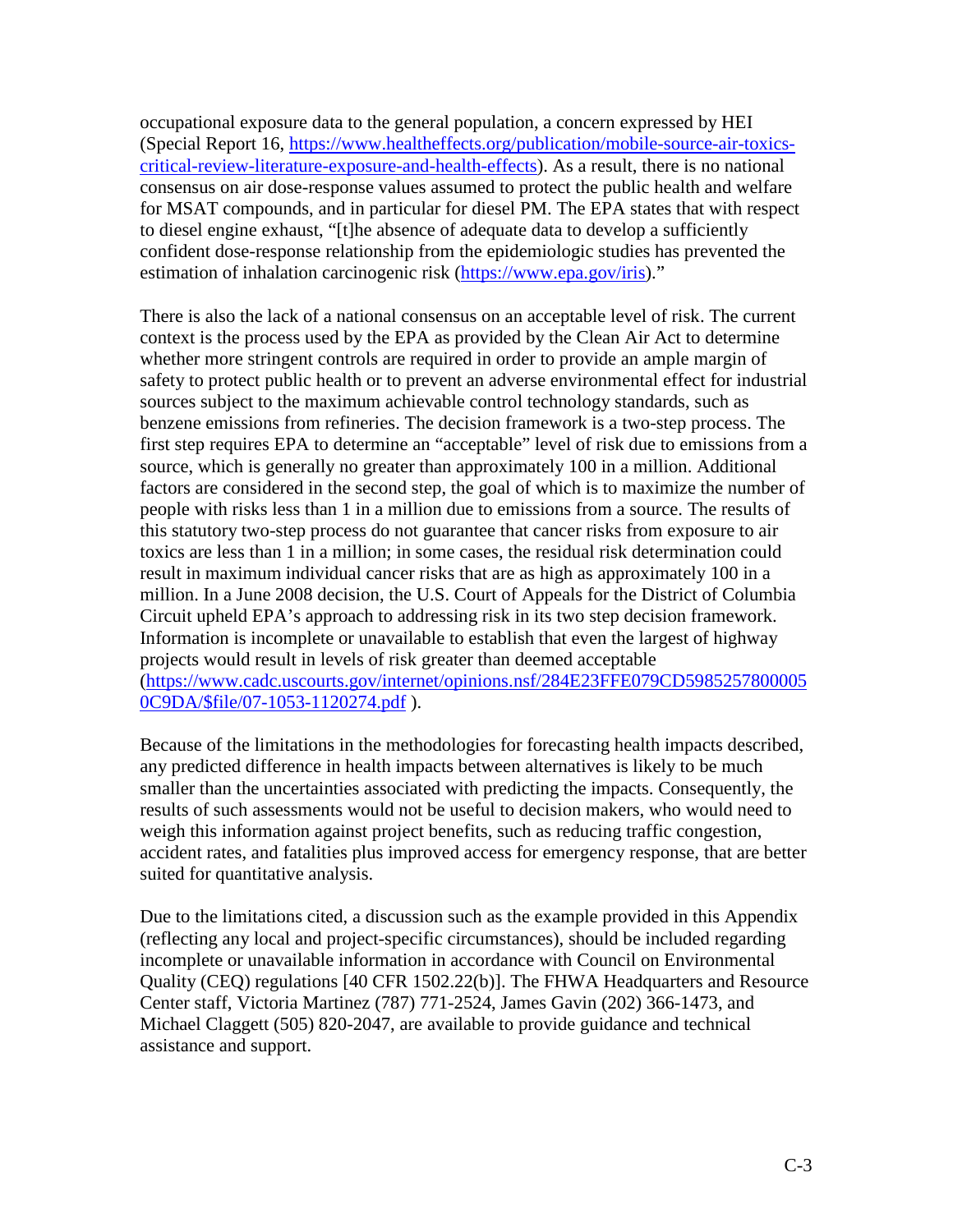occupational exposure data to the general population, a concern expressed by HEI (Special Report 16, https://www.healtheffects.org/publication/mobile-source-air-toxics-critical-review-literature-exposure-and-health-effects). As a result, there is no national consensus on air dose-response values assumed to protect the public health and welfare for MSAT compounds, and in particular for diesel PM. The EPA states that with respect to diesel engine exhaust, "[t]he absence of adequate data to develop a sufficiently confident dose-response relationship from the epidemiologic studies has prevented the estimation of inhalation carcinogenic risk (https://www.epa.gov/iris)."

There is also the lack of a national consensus on an acceptable level of risk. The current context is the process used by the EPA as provided by the Clean Air Act to determine whether more stringent controls are required in order to provide an ample margin of safety to protect public health or to prevent an adverse environmental effect for industrial sources subject to the maximum achievable control technology standards, such as benzene emissions from refineries. The decision framework is a two-step process. The first step requires EPA to determine an "acceptable" level of risk due to emissions from a source, which is generally no greater than approximately 100 in a million. Additional factors are considered in the second step, the goal of which is to maximize the number of people with risks less than 1 in a million due to emissions from a source. The results of this statutory two-step process do not guarantee that cancer risks from exposure to air toxics are less than 1 in a million; in some cases, the residual risk determination could result in maximum individual cancer risks that are as high as approximately 100 in a million. In a June 2008 decision, the U.S. Court of Appeals for the District of Columbia Circuit upheld EPA's approach to addressing risk in its two step decision framework. Information is incomplete or unavailable to establish that even the largest of highway projects would result in levels of risk greater than deemed acceptable (https://www.cadc.uscourts.gov/internet/opinions.nsf/284E23FFE079CD59852578000050C9DA/$file/07-1053-1120274.pdf ).

Because of the limitations in the methodologies for forecasting health impacts described, any predicted difference in health impacts between alternatives is likely to be much smaller than the uncertainties associated with predicting the impacts. Consequently, the results of such assessments would not be useful to decision makers, who would need to weigh this information against project benefits, such as reducing traffic congestion, accident rates, and fatalities plus improved access for emergency response, that are better suited for quantitative analysis.

Due to the limitations cited, a discussion such as the example provided in this Appendix (reflecting any local and project-specific circumstances), should be included regarding incomplete or unavailable information in accordance with Council on Environmental Quality (CEQ) regulations [40 CFR 1502.22(b)]. The FHWA Headquarters and Resource Center staff, Victoria Martinez (787) 771-2524, James Gavin (202) 366-1473, and Michael Claggett (505) 820-2047, are available to provide guidance and technical assistance and support.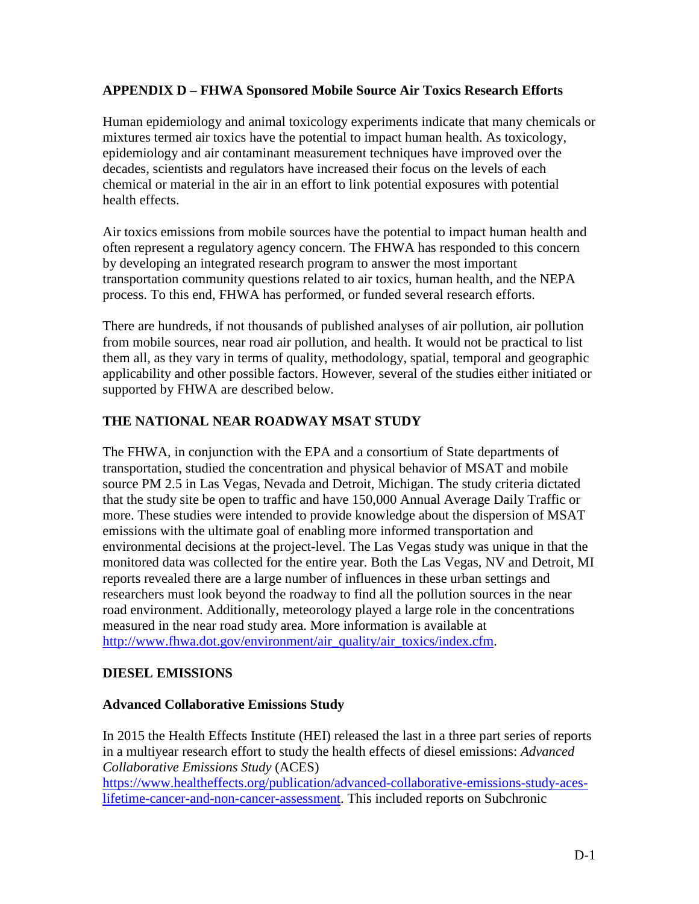## APPENDIX D – FHWA Sponsored Mobile Source Air Toxics Research Efforts

Human epidemiology and animal toxicology experiments indicate that many chemicals or mixtures termed air toxics have the potential to impact human health. As toxicology, epidemiology and air contaminant measurement techniques have improved over the decades, scientists and regulators have increased their focus on the levels of each chemical or material in the air in an effort to link potential exposures with potential health effects.

Air toxics emissions from mobile sources have the potential to impact human health and often represent a regulatory agency concern. The FHWA has responded to this concern by developing an integrated research program to answer the most important transportation community questions related to air toxics, human health, and the NEPA process. To this end, FHWA has performed, or funded several research efforts.

There are hundreds, if not thousands of published analyses of air pollution, air pollution from mobile sources, near road air pollution, and health. It would not be practical to list them all, as they vary in terms of quality, methodology, spatial, temporal and geographic applicability and other possible factors. However, several of the studies either initiated or supported by FHWA are described below.

### THE NATIONAL NEAR ROADWAY MSAT STUDY

The FHWA, in conjunction with the EPA and a consortium of State departments of transportation, studied the concentration and physical behavior of MSAT and mobile source PM 2.5 in Las Vegas, Nevada and Detroit, Michigan. The study criteria dictated that the study site be open to traffic and have 150,000 Annual Average Daily Traffic or more. These studies were intended to provide knowledge about the dispersion of MSAT emissions with the ultimate goal of enabling more informed transportation and environmental decisions at the project-level. The Las Vegas study was unique in that the monitored data was collected for the entire year. Both the Las Vegas, NV and Detroit, MI reports revealed there are a large number of influences in these urban settings and researchers must look beyond the roadway to find all the pollution sources in the near road environment. Additionally, meteorology played a large role in the concentrations measured in the near road study area. More information is available at http://www.fhwa.dot.gov/environment/air_quality/air_toxics/index.cfm.

### DIESEL EMISSIONS

#### Advanced Collaborative Emissions Study

In 2015 the Health Effects Institute (HEI) released the last in a three part series of reports in a multiyear research effort to study the health effects of diesel emissions: *Advanced Collaborative Emissions Study* (ACES) https://www.healtheffects.org/publication/advanced-collaborative-emissions-study-aces-lifetime-cancer-and-non-cancer-assessment. This included reports on Subchronic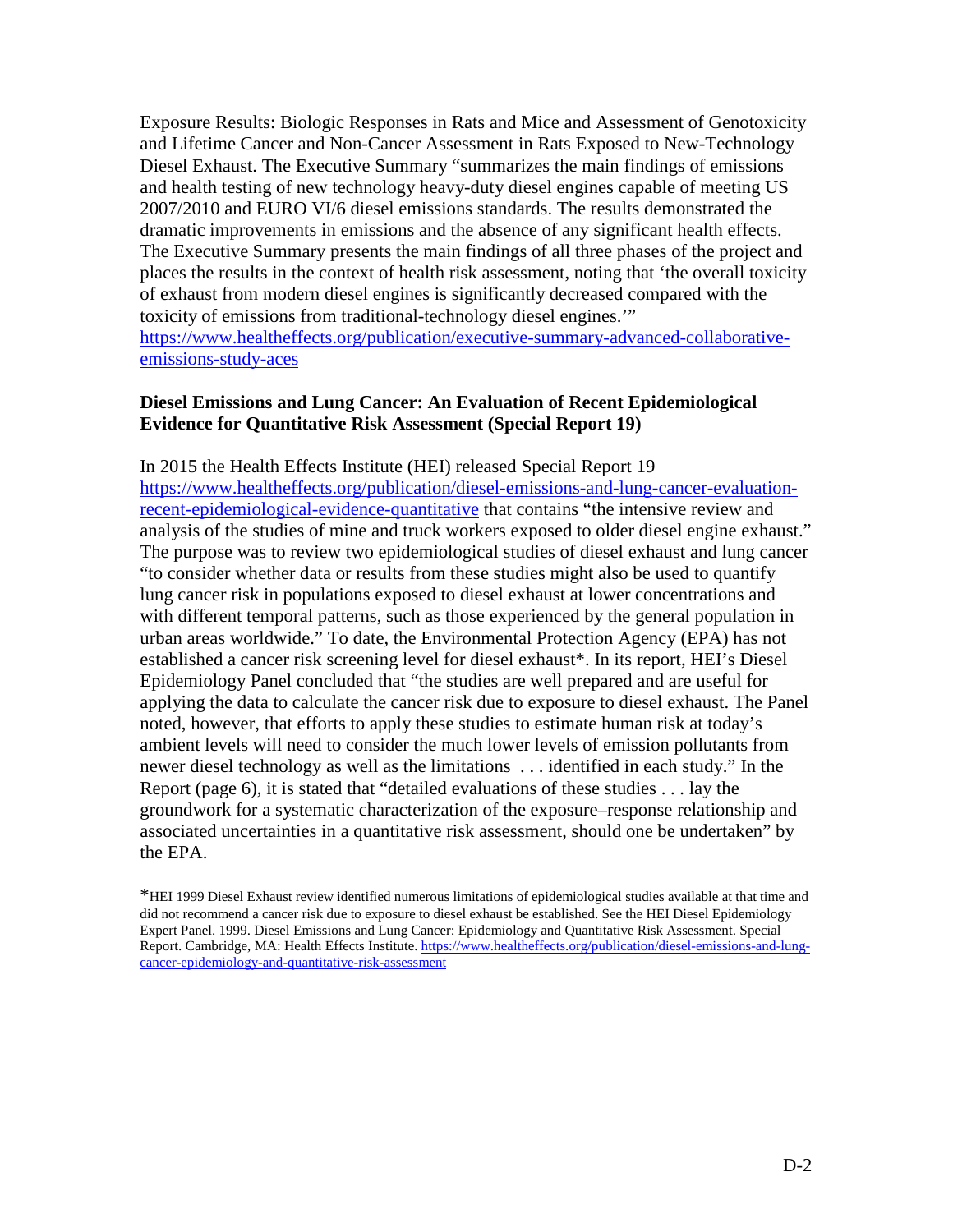Exposure Results: Biologic Responses in Rats and Mice and Assessment of Genotoxicity and Lifetime Cancer and Non-Cancer Assessment in Rats Exposed to New-Technology Diesel Exhaust. The Executive Summary "summarizes the main findings of emissions and health testing of new technology heavy-duty diesel engines capable of meeting US 2007/2010 and EURO VI/6 diesel emissions standards. The results demonstrated the dramatic improvements in emissions and the absence of any significant health effects. The Executive Summary presents the main findings of all three phases of the project and places the results in the context of health risk assessment, noting that 'the overall toxicity of exhaust from modern diesel engines is significantly decreased compared with the toxicity of emissions from traditional-technology diesel engines.'" [https://www.healtheffects.org/publication/executive-summary-advanced-collaborative-emissions-study-aces](https://www.healtheffects.org/publication/executive-summary-advanced-collaborative-emissions-study-aces)

**Diesel Emissions and Lung Cancer: An Evaluation of Recent Epidemiological Evidence for Quantitative Risk Assessment (Special Report 19)**

In 2015 the Health Effects Institute (HEI) released Special Report 19 [https://www.healtheffects.org/publication/diesel-emissions-and-lung-cancer-evaluation-recent-epidemiological-evidence-quantitative](https://www.healtheffects.org/publication/diesel-emissions-and-lung-cancer-evaluation-recent-epidemiological-evidence-quantitative) that contains "the intensive review and analysis of the studies of mine and truck workers exposed to older diesel engine exhaust." The purpose was to review two epidemiological studies of diesel exhaust and lung cancer "to consider whether data or results from these studies might also be used to quantify lung cancer risk in populations exposed to diesel exhaust at lower concentrations and with different temporal patterns, such as those experienced by the general population in urban areas worldwide." To date, the Environmental Protection Agency (EPA) has not established a cancer risk screening level for diesel exhaust*. In its report, HEI's Diesel Epidemiology Panel concluded that "the studies are well prepared and are useful for applying the data to calculate the cancer risk due to exposure to diesel exhaust. The Panel noted, however, that efforts to apply these studies to estimate human risk at today's ambient levels will need to consider the much lower levels of emission pollutants from newer diesel technology as well as the limitations . . . identified in each study." In the Report (page 6), it is stated that "detailed evaluations of these studies . . . lay the groundwork for a systematic characterization of the exposure–response relationship and associated uncertainties in a quantitative risk assessment, should one be undertaken" by the EPA.

*HEI 1999 Diesel Exhaust review identified numerous limitations of epidemiological studies available at that time and did not recommend a cancer risk due to exposure to diesel exhaust be established. See the HEI Diesel Epidemiology Expert Panel. 1999. Diesel Emissions and Lung Cancer: Epidemiology and Quantitative Risk Assessment. Special Report. Cambridge, MA: Health Effects Institute. [https://www.healtheffects.org/publication/diesel-emissions-and-lung-cancer-epidemiology-and-quantitative-risk-assessment](https://www.healtheffects.org/publication/diesel-emissions-and-lung-cancer-epidemiology-and-quantitative-risk-assessment)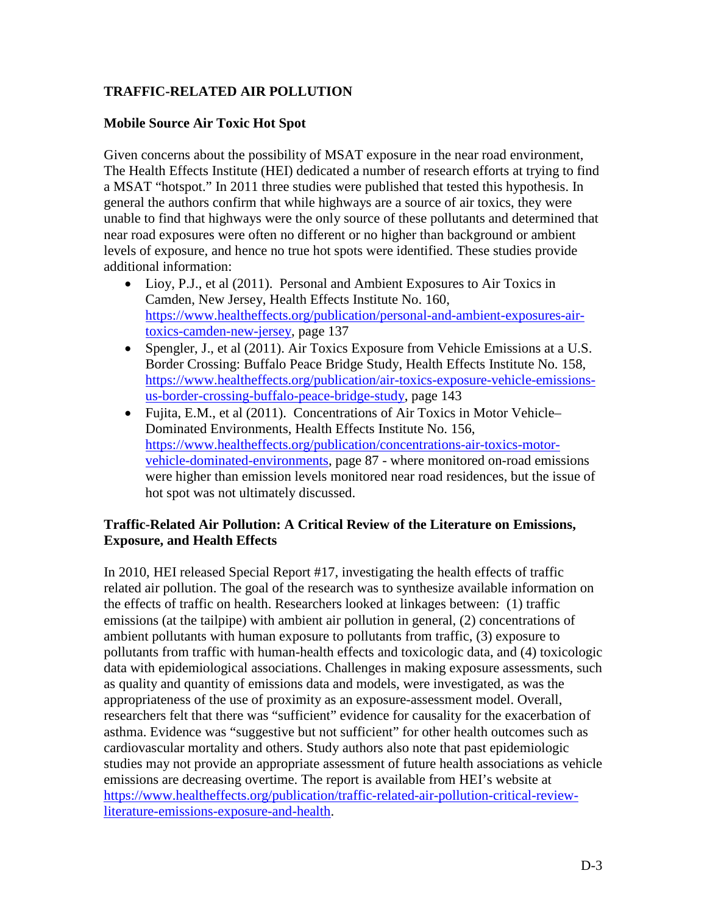## TRAFFIC-RELATED AIR POLLUTION

### Mobile Source Air Toxic Hot Spot

Given concerns about the possibility of MSAT exposure in the near road environment, The Health Effects Institute (HEI) dedicated a number of research efforts at trying to find a MSAT "hotspot." In 2011 three studies were published that tested this hypothesis. In general the authors confirm that while highways are a source of air toxics, they were unable to find that highways were the only source of these pollutants and determined that near road exposures were often no different or no higher than background or ambient levels of exposure, and hence no true hot spots were identified. These studies provide additional information:

- Lioy, P.J., et al (2011). Personal and Ambient Exposures to Air Toxics in Camden, New Jersey, Health Effects Institute No. 160, https://www.healtheffects.org/publication/personal-and-ambient-exposures-air-toxics-camden-new-jersey, page 137
- Spengler, J., et al (2011). Air Toxics Exposure from Vehicle Emissions at a U.S. Border Crossing: Buffalo Peace Bridge Study, Health Effects Institute No. 158, https://www.healtheffects.org/publication/air-toxics-exposure-vehicle-emissions-us-border-crossing-buffalo-peace-bridge-study, page 143
- Fujita, E.M., et al (2011). Concentrations of Air Toxics in Motor Vehicle–Dominated Environments, Health Effects Institute No. 156, https://www.healtheffects.org/publication/concentrations-air-toxics-motor-vehicle-dominated-environments, page 87 - where monitored on-road emissions were higher than emission levels monitored near road residences, but the issue of hot spot was not ultimately discussed.

### Traffic-Related Air Pollution: A Critical Review of the Literature on Emissions, Exposure, and Health Effects

In 2010, HEI released Special Report #17, investigating the health effects of traffic related air pollution. The goal of the research was to synthesize available information on the effects of traffic on health. Researchers looked at linkages between: (1) traffic emissions (at the tailpipe) with ambient air pollution in general, (2) concentrations of ambient pollutants with human exposure to pollutants from traffic, (3) exposure to pollutants from traffic with human-health effects and toxicologic data, and (4) toxicologic data with epidemiological associations. Challenges in making exposure assessments, such as quality and quantity of emissions data and models, were investigated, as was the appropriateness of the use of proximity as an exposure-assessment model. Overall, researchers felt that there was "sufficient" evidence for causality for the exacerbation of asthma. Evidence was "suggestive but not sufficient" for other health outcomes such as cardiovascular mortality and others. Study authors also note that past epidemiologic studies may not provide an appropriate assessment of future health associations as vehicle emissions are decreasing overtime. The report is available from HEI's website at https://www.healtheffects.org/publication/traffic-related-air-pollution-critical-review-literature-emissions-exposure-and-health.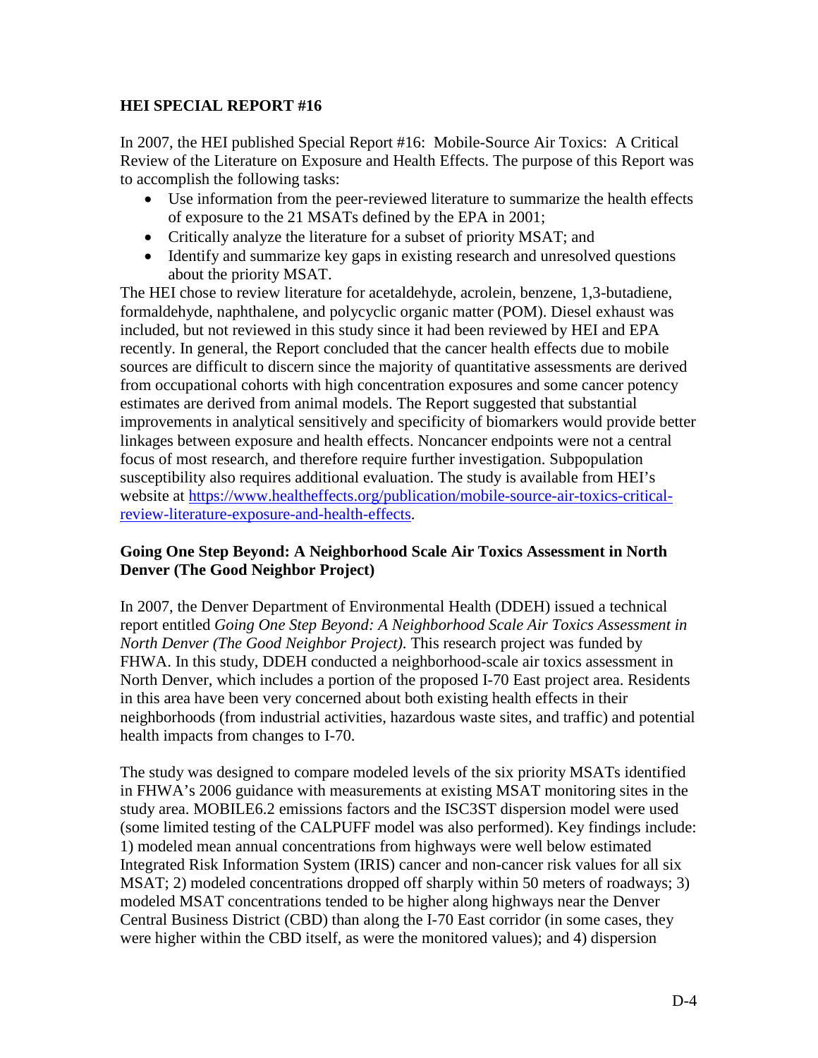## HEI SPECIAL REPORT #16

In 2007, the HEI published Special Report #16: Mobile-Source Air Toxics: A Critical Review of the Literature on Exposure and Health Effects. The purpose of this Report was to accomplish the following tasks:

- Use information from the peer-reviewed literature to summarize the health effects of exposure to the 21 MSATs defined by the EPA in 2001;
- Critically analyze the literature for a subset of priority MSAT; and
- Identify and summarize key gaps in existing research and unresolved questions about the priority MSAT.

The HEI chose to review literature for acetaldehyde, acrolein, benzene, 1,3-butadiene, formaldehyde, naphthalene, and polycyclic organic matter (POM). Diesel exhaust was included, but not reviewed in this study since it had been reviewed by HEI and EPA recently. In general, the Report concluded that the cancer health effects due to mobile sources are difficult to discern since the majority of quantitative assessments are derived from occupational cohorts with high concentration exposures and some cancer potency estimates are derived from animal models. The Report suggested that substantial improvements in analytical sensitively and specificity of biomarkers would provide better linkages between exposure and health effects. Noncancer endpoints were not a central focus of most research, and therefore require further investigation. Subpopulation susceptibility also requires additional evaluation. The study is available from HEI's website at [https://www.healtheffects.org/publication/mobile-source-air-toxics-critical-review-literature-exposure-and-health-effects](https://www.healtheffects.org/publication/mobile-source-air-toxics-critical-review-literature-exposure-and-health-effects).

## Going One Step Beyond: A Neighborhood Scale Air Toxics Assessment in North Denver (The Good Neighbor Project)

In 2007, the Denver Department of Environmental Health (DDEH) issued a technical report entitled *Going One Step Beyond: A Neighborhood Scale Air Toxics Assessment in North Denver (The Good Neighbor Project)*. This research project was funded by FHWA. In this study, DDEH conducted a neighborhood-scale air toxics assessment in North Denver, which includes a portion of the proposed I-70 East project area. Residents in this area have been very concerned about both existing health effects in their neighborhoods (from industrial activities, hazardous waste sites, and traffic) and potential health impacts from changes to I-70.

The study was designed to compare modeled levels of the six priority MSATs identified in FHWA's 2006 guidance with measurements at existing MSAT monitoring sites in the study area. MOBILE6.2 emissions factors and the ISC3ST dispersion model were used (some limited testing of the CALPUFF model was also performed). Key findings include: 1) modeled mean annual concentrations from highways were well below estimated Integrated Risk Information System (IRIS) cancer and non-cancer risk values for all six MSAT; 2) modeled concentrations dropped off sharply within 50 meters of roadways; 3) modeled MSAT concentrations tended to be higher along highways near the Denver Central Business District (CBD) than along the I-70 East corridor (in some cases, they were higher within the CBD itself, as were the monitored values); and 4) dispersion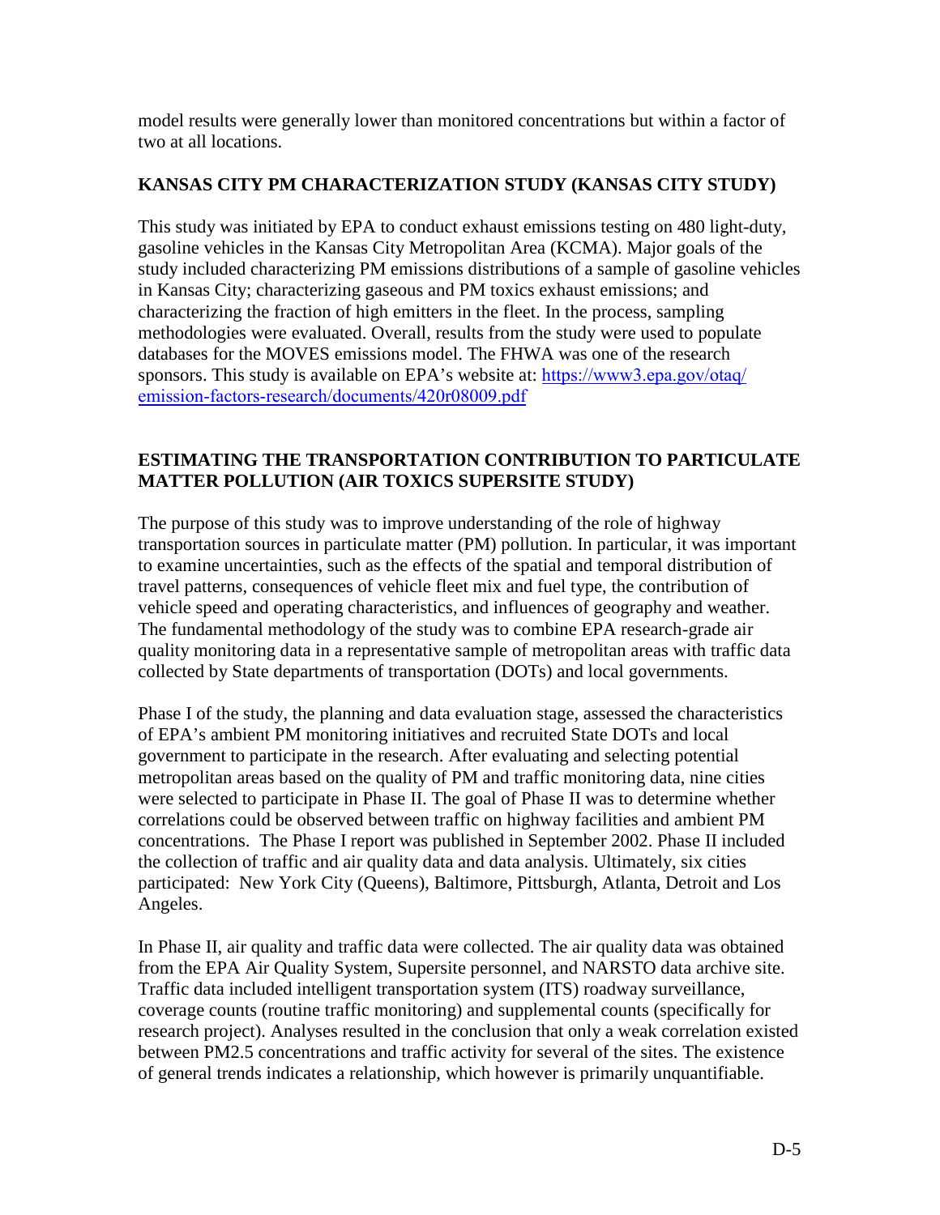model results were generally lower than monitored concentrations but within a factor of two at all locations.

## KANSAS CITY PM CHARACTERIZATION STUDY (KANSAS CITY STUDY)

This study was initiated by EPA to conduct exhaust emissions testing on 480 light-duty, gasoline vehicles in the Kansas City Metropolitan Area (KCMA). Major goals of the study included characterizing PM emissions distributions of a sample of gasoline vehicles in Kansas City; characterizing gaseous and PM toxics exhaust emissions; and characterizing the fraction of high emitters in the fleet. In the process, sampling methodologies were evaluated. Overall, results from the study were used to populate databases for the MOVES emissions model. The FHWA was one of the research sponsors. This study is available on EPA's website at: https://www3.epa.gov/otaq/emission-factors-research/documents/420r08009.pdf

## ESTIMATING THE TRANSPORTATION CONTRIBUTION TO PARTICULATE MATTER POLLUTION (AIR TOXICS SUPERSITE STUDY)

The purpose of this study was to improve understanding of the role of highway transportation sources in particulate matter (PM) pollution. In particular, it was important to examine uncertainties, such as the effects of the spatial and temporal distribution of travel patterns, consequences of vehicle fleet mix and fuel type, the contribution of vehicle speed and operating characteristics, and influences of geography and weather. The fundamental methodology of the study was to combine EPA research-grade air quality monitoring data in a representative sample of metropolitan areas with traffic data collected by State departments of transportation (DOTs) and local governments.

Phase I of the study, the planning and data evaluation stage, assessed the characteristics of EPA's ambient PM monitoring initiatives and recruited State DOTs and local government to participate in the research. After evaluating and selecting potential metropolitan areas based on the quality of PM and traffic monitoring data, nine cities were selected to participate in Phase II. The goal of Phase II was to determine whether correlations could be observed between traffic on highway facilities and ambient PM concentrations. The Phase I report was published in September 2002. Phase II included the collection of traffic and air quality data and data analysis. Ultimately, six cities participated: New York City (Queens), Baltimore, Pittsburgh, Atlanta, Detroit and Los Angeles.

In Phase II, air quality and traffic data were collected. The air quality data was obtained from the EPA Air Quality System, Supersite personnel, and NARSTO data archive site. Traffic data included intelligent transportation system (ITS) roadway surveillance, coverage counts (routine traffic monitoring) and supplemental counts (specifically for research project). Analyses resulted in the conclusion that only a weak correlation existed between PM2.5 concentrations and traffic activity for several of the sites. The existence of general trends indicates a relationship, which however is primarily unquantifiable.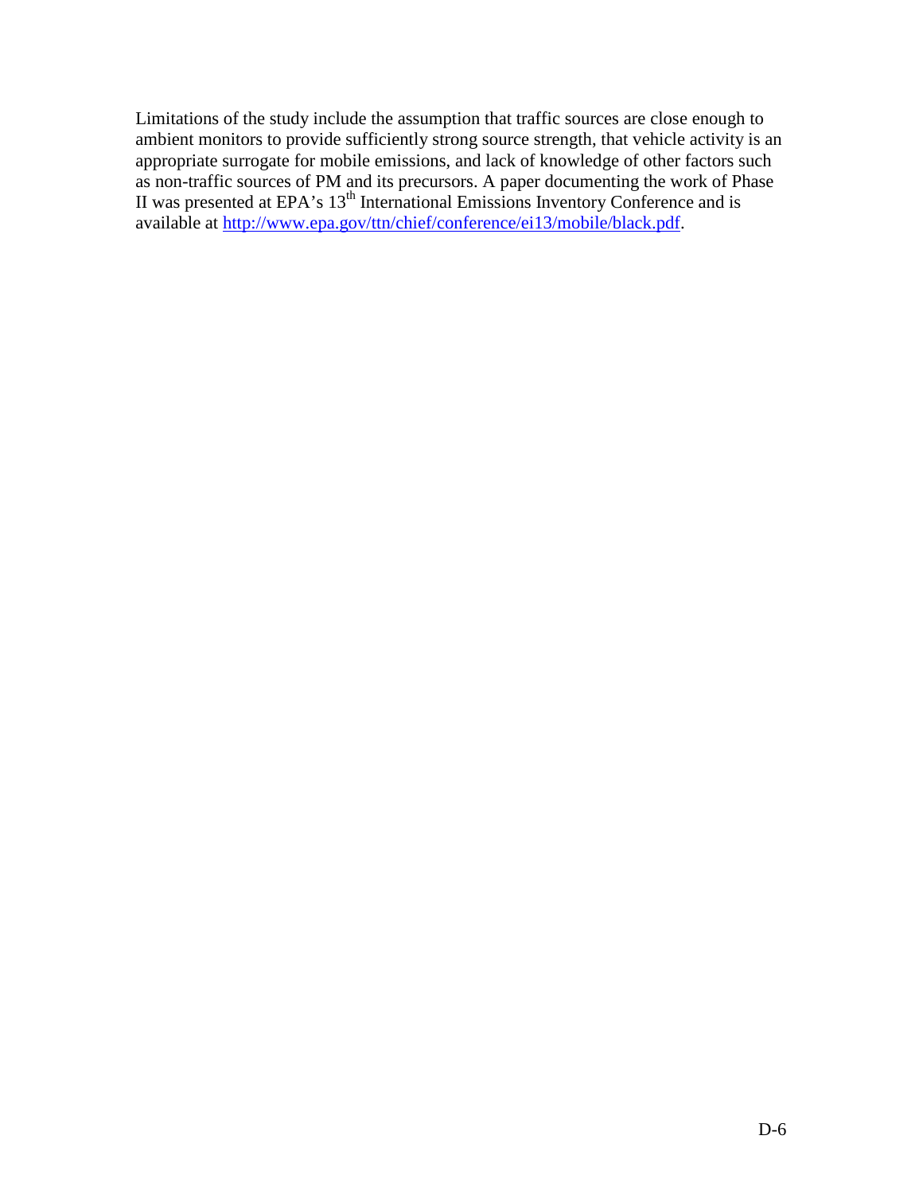Limitations of the study include the assumption that traffic sources are close enough to ambient monitors to provide sufficiently strong source strength, that vehicle activity is an appropriate surrogate for mobile emissions, and lack of knowledge of other factors such as non-traffic sources of PM and its precursors. A paper documenting the work of Phase II was presented at EPA's 13th International Emissions Inventory Conference and is available at http://www.epa.gov/ttn/chief/conference/ei13/mobile/black.pdf.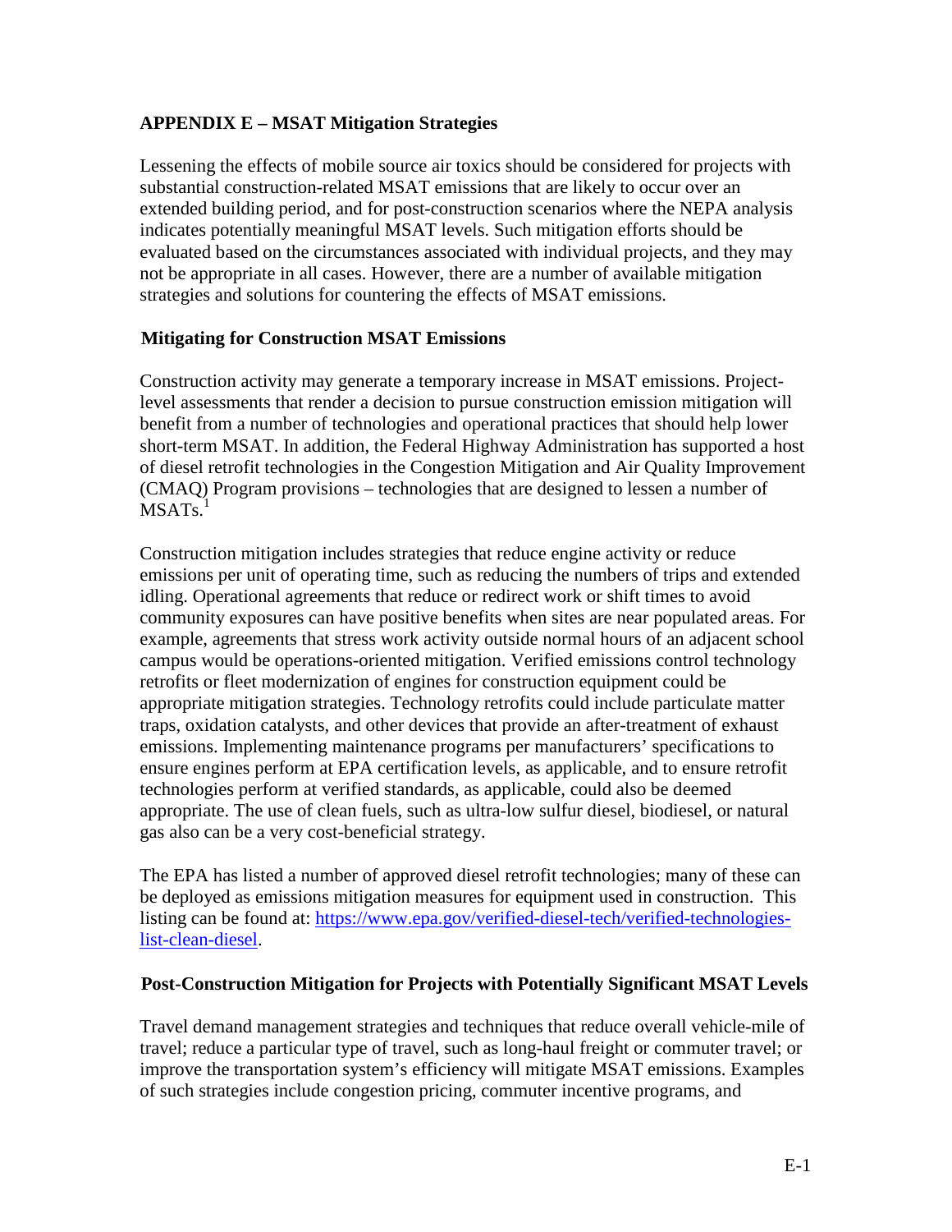## APPENDIX E – MSAT Mitigation Strategies

Lessening the effects of mobile source air toxics should be considered for projects with substantial construction-related MSAT emissions that are likely to occur over an extended building period, and for post-construction scenarios where the NEPA analysis indicates potentially meaningful MSAT levels. Such mitigation efforts should be evaluated based on the circumstances associated with individual projects, and they may not be appropriate in all cases. However, there are a number of available mitigation strategies and solutions for countering the effects of MSAT emissions.

### Mitigating for Construction MSAT Emissions

Construction activity may generate a temporary increase in MSAT emissions. Project-level assessments that render a decision to pursue construction emission mitigation will benefit from a number of technologies and operational practices that should help lower short-term MSAT. In addition, the Federal Highway Administration has supported a host of diesel retrofit technologies in the Congestion Mitigation and Air Quality Improvement (CMAQ) Program provisions – technologies that are designed to lessen a number of MSATs.[1]

Construction mitigation includes strategies that reduce engine activity or reduce emissions per unit of operating time, such as reducing the numbers of trips and extended idling. Operational agreements that reduce or redirect work or shift times to avoid community exposures can have positive benefits when sites are near populated areas. For example, agreements that stress work activity outside normal hours of an adjacent school campus would be operations-oriented mitigation. Verified emissions control technology retrofits or fleet modernization of engines for construction equipment could be appropriate mitigation strategies. Technology retrofits could include particulate matter traps, oxidation catalysts, and other devices that provide an after-treatment of exhaust emissions. Implementing maintenance programs per manufacturers' specifications to ensure engines perform at EPA certification levels, as applicable, and to ensure retrofit technologies perform at verified standards, as applicable, could also be deemed appropriate. The use of clean fuels, such as ultra-low sulfur diesel, biodiesel, or natural gas also can be a very cost-beneficial strategy.

The EPA has listed a number of approved diesel retrofit technologies; many of these can be deployed as emissions mitigation measures for equipment used in construction. This listing can be found at: [https://www.epa.gov/verified-diesel-tech/verified-technologies-list-clean-diesel](https://www.epa.gov/verified-diesel-tech/verified-technologies-list-clean-diesel).

### Post-Construction Mitigation for Projects with Potentially Significant MSAT Levels

Travel demand management strategies and techniques that reduce overall vehicle-mile of travel; reduce a particular type of travel, such as long-haul freight or commuter travel; or improve the transportation system's efficiency will mitigate MSAT emissions. Examples of such strategies include congestion pricing, commuter incentive programs, and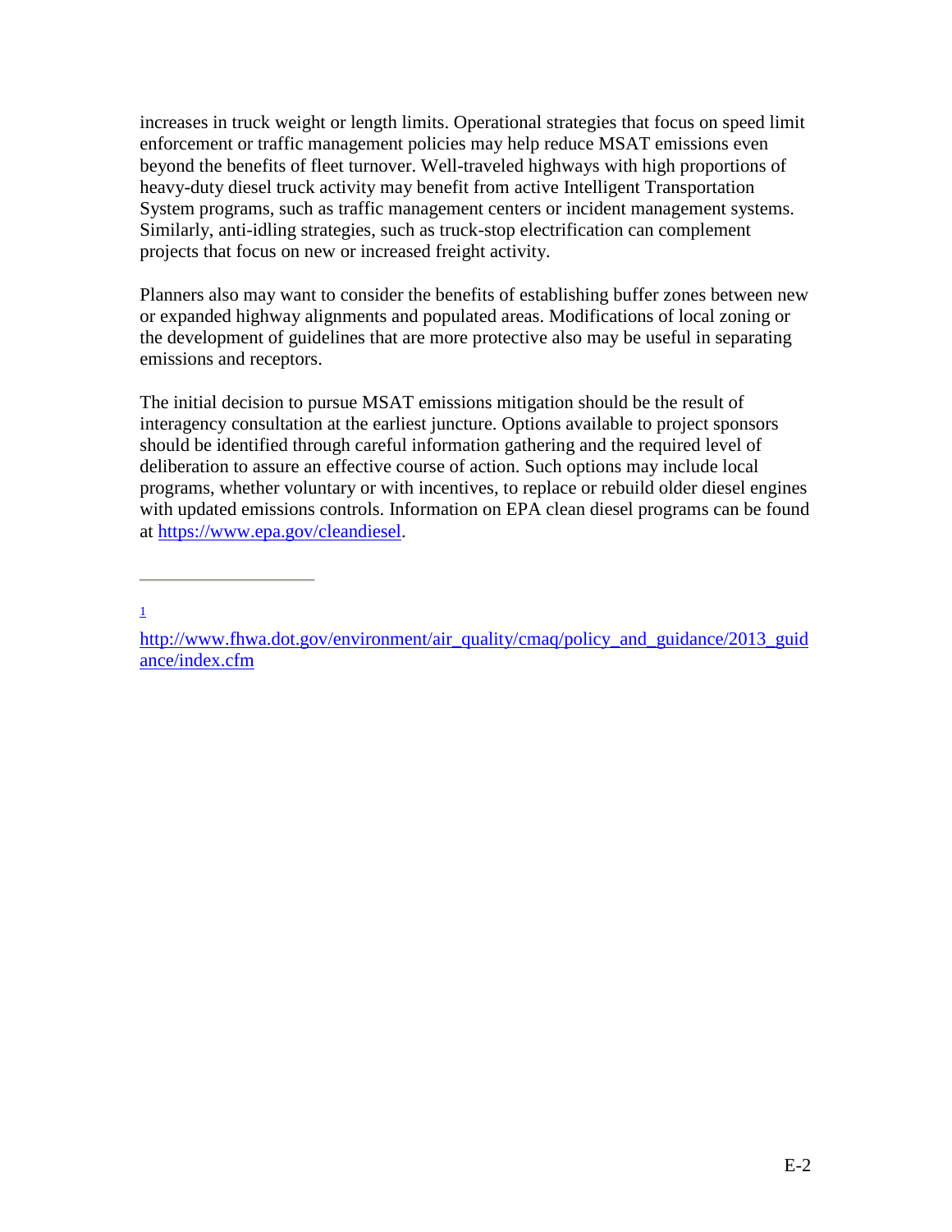increases in truck weight or length limits. Operational strategies that focus on speed limit enforcement or traffic management policies may help reduce MSAT emissions even beyond the benefits of fleet turnover. Well-traveled highways with high proportions of heavy-duty diesel truck activity may benefit from active Intelligent Transportation System programs, such as traffic management centers or incident management systems. Similarly, anti-idling strategies, such as truck-stop electrification can complement projects that focus on new or increased freight activity.

Planners also may want to consider the benefits of establishing buffer zones between new or expanded highway alignments and populated areas. Modifications of local zoning or the development of guidelines that are more protective also may be useful in separating emissions and receptors.

The initial decision to pursue MSAT emissions mitigation should be the result of interagency consultation at the earliest juncture. Options available to project sponsors should be identified through careful information gathering and the required level of deliberation to assure an effective course of action. Such options may include local programs, whether voluntary or with incentives, to replace or rebuild older diesel engines with updated emissions controls. Information on EPA clean diesel programs can be found at https://www.epa.gov/cleandiesel.

---

[1] http://www.fhwa.dot.gov/environment/air_quality/cmaq/policy_and_guidance/2013_guidance/index.cfm